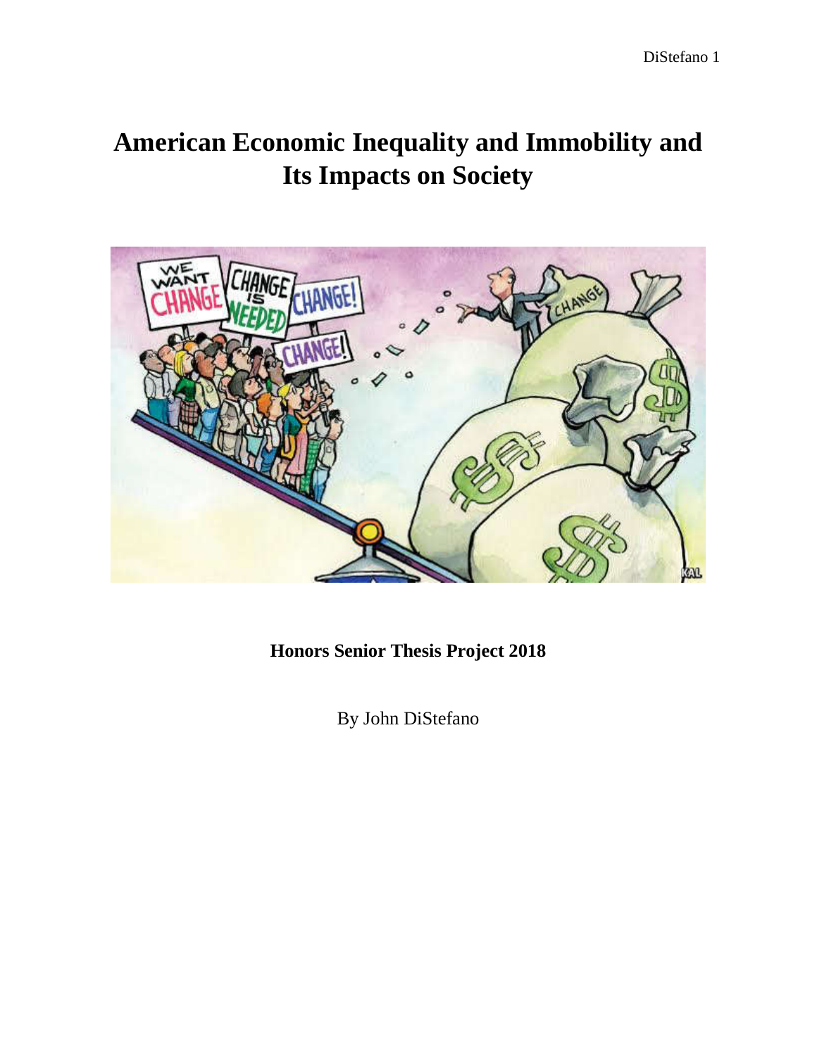# American Economic Inequality and Immobility and Its Impacts on Society

**Honors Senior Thesis Project 2018**

By John DiStefano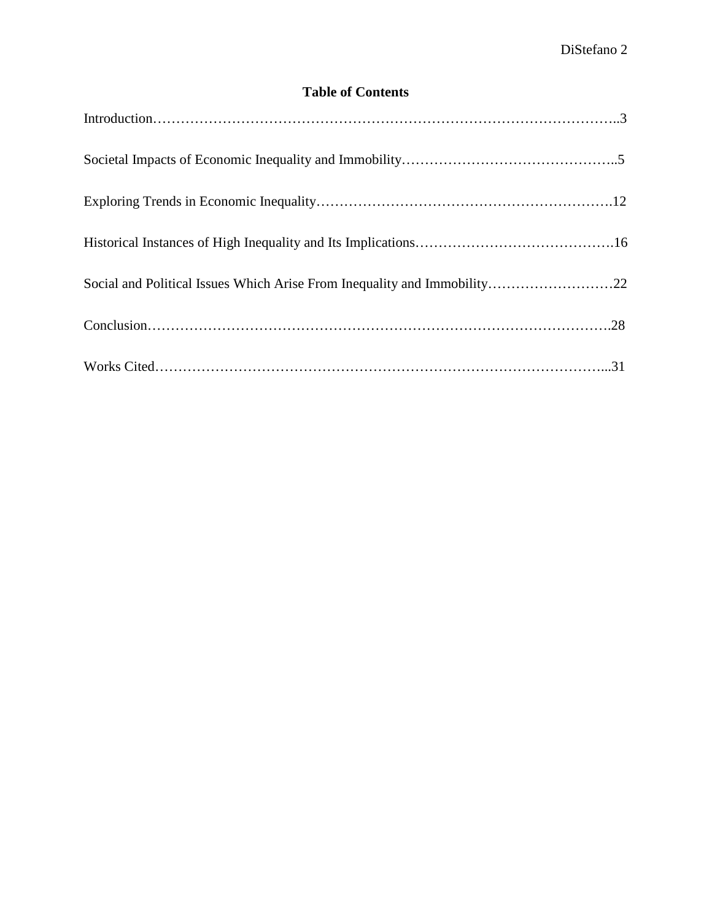## Table of Contents

Introduction……………………………………………………………………………………..3

Societal Impacts of Economic Inequality and Immobility………………………………………..5

Exploring Trends in Economic Inequality…………………………………………………….12

Historical Instances of High Inequality and Its Implications…………………………………….16

Social and Political Issues Which Arise From Inequality and Immobility………………………22

Conclusion…………………………………………………………………………………….28

Works Cited…………………………………………………………………………………...31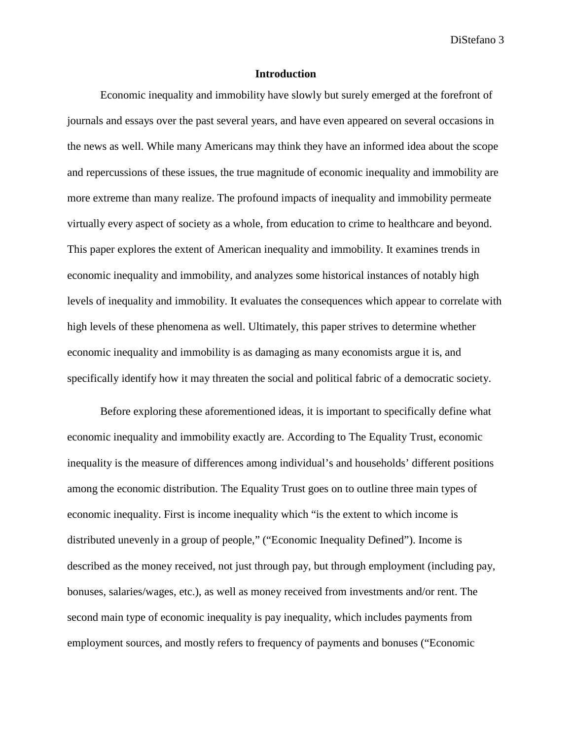## Introduction

Economic inequality and immobility have slowly but surely emerged at the forefront of journals and essays over the past several years, and have even appeared on several occasions in the news as well. While many Americans may think they have an informed idea about the scope and repercussions of these issues, the true magnitude of economic inequality and immobility are more extreme than many realize. The profound impacts of inequality and immobility permeate virtually every aspect of society as a whole, from education to crime to healthcare and beyond. This paper explores the extent of American inequality and immobility. It examines trends in economic inequality and immobility, and analyzes some historical instances of notably high levels of inequality and immobility. It evaluates the consequences which appear to correlate with high levels of these phenomena as well. Ultimately, this paper strives to determine whether economic inequality and immobility is as damaging as many economists argue it is, and specifically identify how it may threaten the social and political fabric of a democratic society.

Before exploring these aforementioned ideas, it is important to specifically define what economic inequality and immobility exactly are. According to The Equality Trust, economic inequality is the measure of differences among individual's and households' different positions among the economic distribution. The Equality Trust goes on to outline three main types of economic inequality. First is income inequality which "is the extent to which income is distributed unevenly in a group of people," ("Economic Inequality Defined"). Income is described as the money received, not just through pay, but through employment (including pay, bonuses, salaries/wages, etc.), as well as money received from investments and/or rent. The second main type of economic inequality is pay inequality, which includes payments from employment sources, and mostly refers to frequency of payments and bonuses ("Economic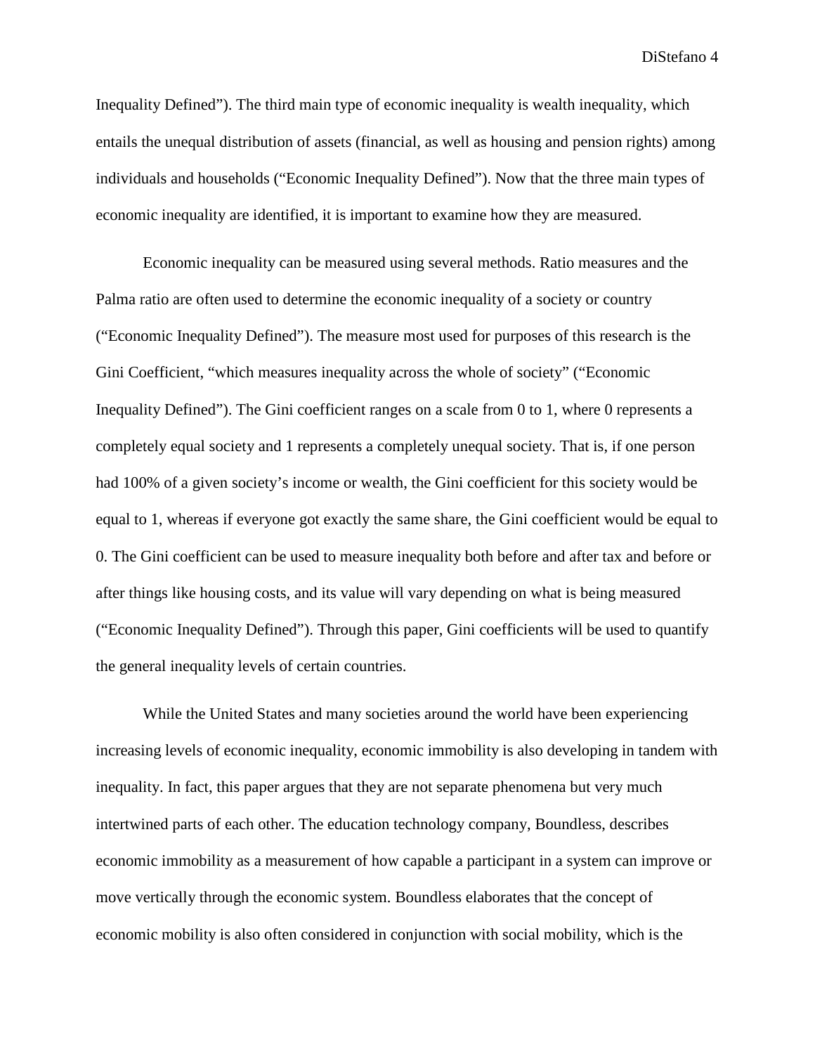Inequality Defined"). The third main type of economic inequality is wealth inequality, which entails the unequal distribution of assets (financial, as well as housing and pension rights) among individuals and households ("Economic Inequality Defined"). Now that the three main types of economic inequality are identified, it is important to examine how they are measured.

Economic inequality can be measured using several methods. Ratio measures and the Palma ratio are often used to determine the economic inequality of a society or country ("Economic Inequality Defined"). The measure most used for purposes of this research is the Gini Coefficient, "which measures inequality across the whole of society" ("Economic Inequality Defined"). The Gini coefficient ranges on a scale from 0 to 1, where 0 represents a completely equal society and 1 represents a completely unequal society. That is, if one person had 100% of a given society's income or wealth, the Gini coefficient for this society would be equal to 1, whereas if everyone got exactly the same share, the Gini coefficient would be equal to 0. The Gini coefficient can be used to measure inequality both before and after tax and before or after things like housing costs, and its value will vary depending on what is being measured ("Economic Inequality Defined"). Through this paper, Gini coefficients will be used to quantify the general inequality levels of certain countries.

While the United States and many societies around the world have been experiencing increasing levels of economic inequality, economic immobility is also developing in tandem with inequality. In fact, this paper argues that they are not separate phenomena but very much intertwined parts of each other. The education technology company, Boundless, describes economic immobility as a measurement of how capable a participant in a system can improve or move vertically through the economic system. Boundless elaborates that the concept of economic mobility is also often considered in conjunction with social mobility, which is the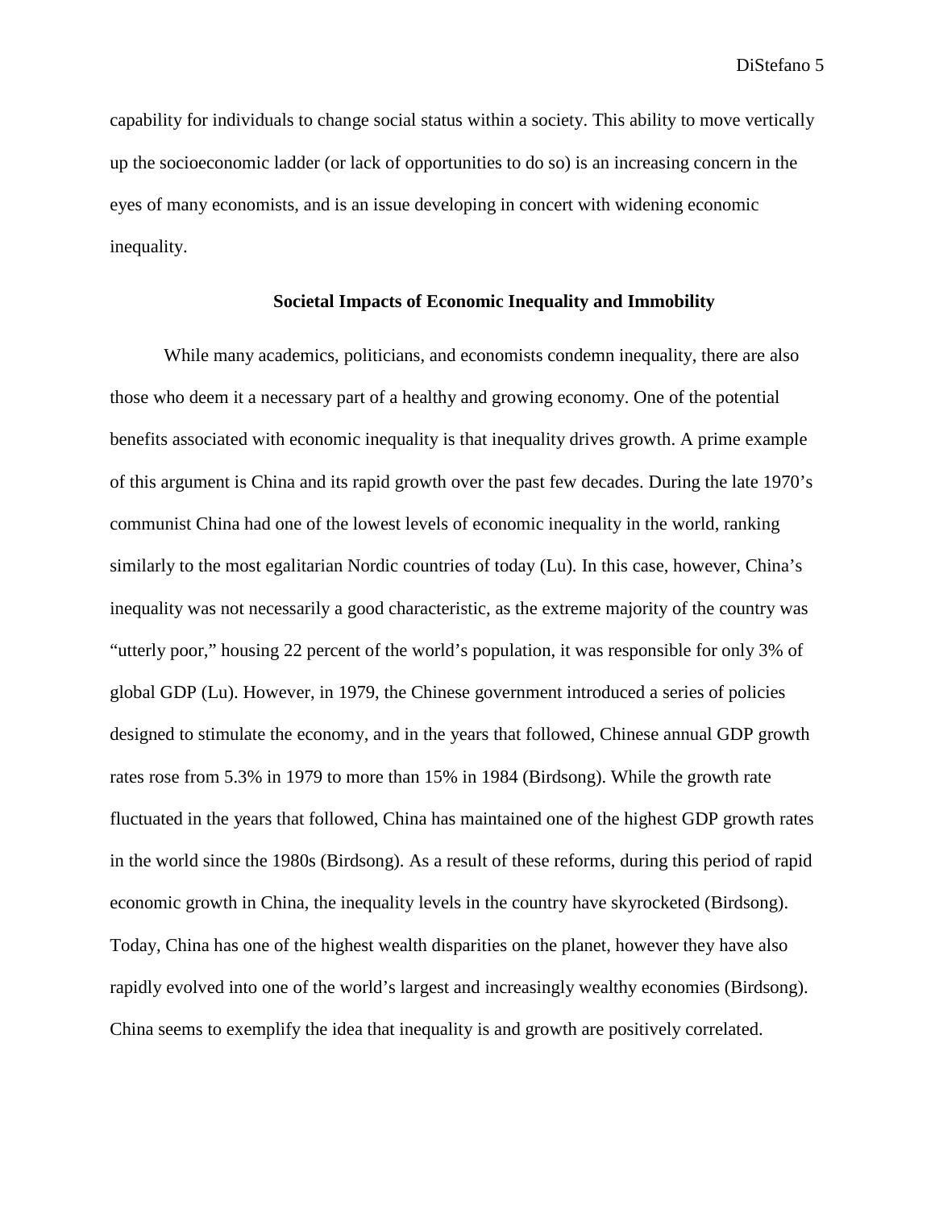capability for individuals to change social status within a society. This ability to move vertically up the socioeconomic ladder (or lack of opportunities to do so) is an increasing concern in the eyes of many economists, and is an issue developing in concert with widening economic inequality.

## Societal Impacts of Economic Inequality and Immobility

While many academics, politicians, and economists condemn inequality, there are also those who deem it a necessary part of a healthy and growing economy. One of the potential benefits associated with economic inequality is that inequality drives growth. A prime example of this argument is China and its rapid growth over the past few decades. During the late 1970's communist China had one of the lowest levels of economic inequality in the world, ranking similarly to the most egalitarian Nordic countries of today (Lu). In this case, however, China's inequality was not necessarily a good characteristic, as the extreme majority of the country was "utterly poor," housing 22 percent of the world's population, it was responsible for only 3% of global GDP (Lu). However, in 1979, the Chinese government introduced a series of policies designed to stimulate the economy, and in the years that followed, Chinese annual GDP growth rates rose from 5.3% in 1979 to more than 15% in 1984 (Birdsong). While the growth rate fluctuated in the years that followed, China has maintained one of the highest GDP growth rates in the world since the 1980s (Birdsong). As a result of these reforms, during this period of rapid economic growth in China, the inequality levels in the country have skyrocketed (Birdsong). Today, China has one of the highest wealth disparities on the planet, however they have also rapidly evolved into one of the world's largest and increasingly wealthy economies (Birdsong). China seems to exemplify the idea that inequality is and growth are positively correlated.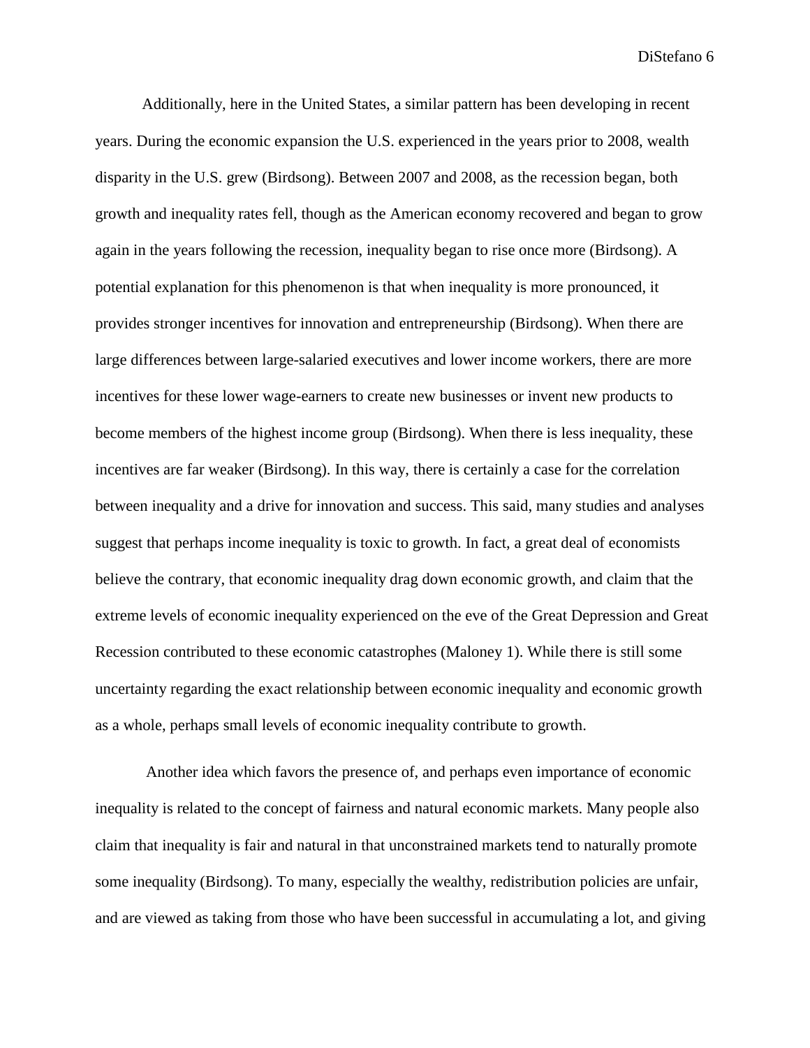Additionally, here in the United States, a similar pattern has been developing in recent years. During the economic expansion the U.S. experienced in the years prior to 2008, wealth disparity in the U.S. grew (Birdsong). Between 2007 and 2008, as the recession began, both growth and inequality rates fell, though as the American economy recovered and began to grow again in the years following the recession, inequality began to rise once more (Birdsong). A potential explanation for this phenomenon is that when inequality is more pronounced, it provides stronger incentives for innovation and entrepreneurship (Birdsong). When there are large differences between large-salaried executives and lower income workers, there are more incentives for these lower wage-earners to create new businesses or invent new products to become members of the highest income group (Birdsong). When there is less inequality, these incentives are far weaker (Birdsong). In this way, there is certainly a case for the correlation between inequality and a drive for innovation and success. This said, many studies and analyses suggest that perhaps income inequality is toxic to growth. In fact, a great deal of economists believe the contrary, that economic inequality drag down economic growth, and claim that the extreme levels of economic inequality experienced on the eve of the Great Depression and Great Recession contributed to these economic catastrophes (Maloney 1). While there is still some uncertainty regarding the exact relationship between economic inequality and economic growth as a whole, perhaps small levels of economic inequality contribute to growth.

Another idea which favors the presence of, and perhaps even importance of economic inequality is related to the concept of fairness and natural economic markets. Many people also claim that inequality is fair and natural in that unconstrained markets tend to naturally promote some inequality (Birdsong). To many, especially the wealthy, redistribution policies are unfair, and are viewed as taking from those who have been successful in accumulating a lot, and giving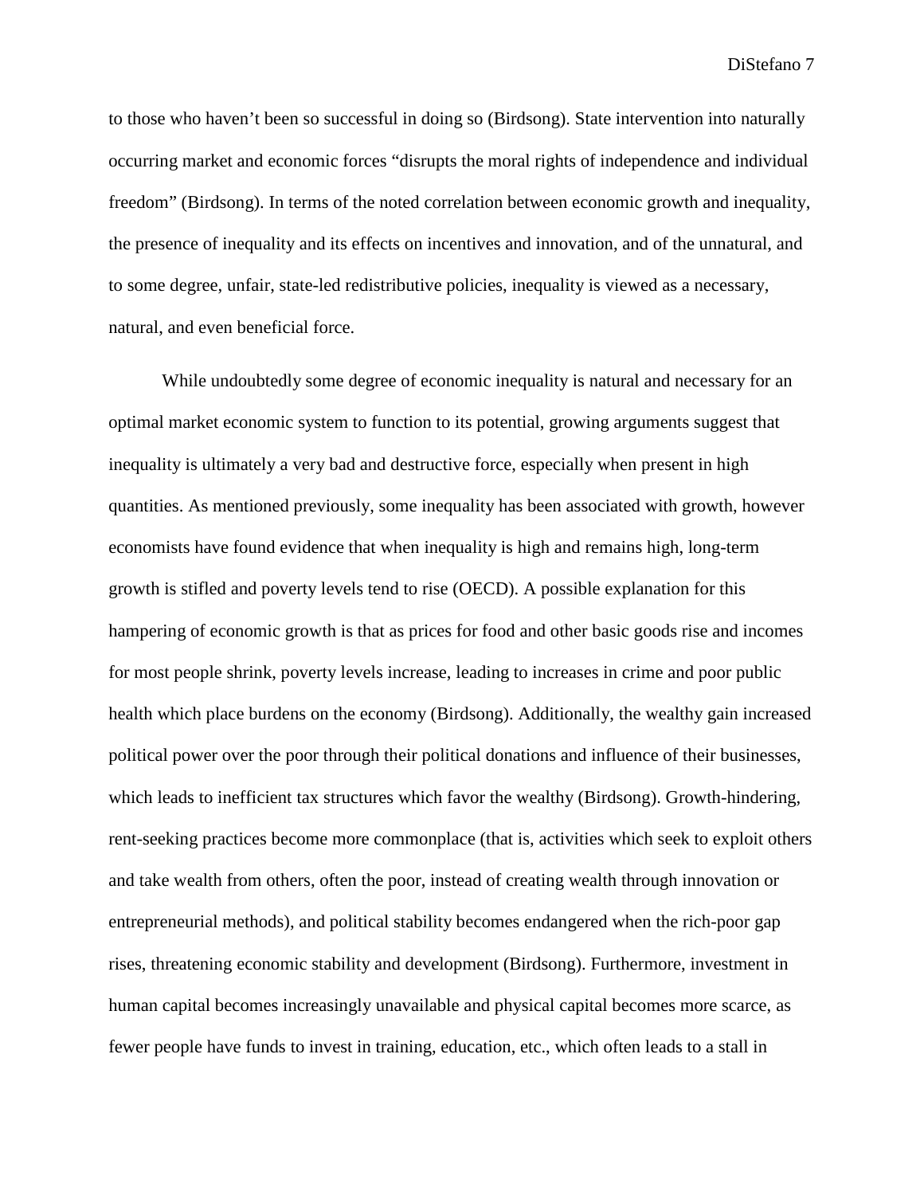to those who haven't been so successful in doing so (Birdsong). State intervention into naturally occurring market and economic forces "disrupts the moral rights of independence and individual freedom" (Birdsong). In terms of the noted correlation between economic growth and inequality, the presence of inequality and its effects on incentives and innovation, and of the unnatural, and to some degree, unfair, state-led redistributive policies, inequality is viewed as a necessary, natural, and even beneficial force.

While undoubtedly some degree of economic inequality is natural and necessary for an optimal market economic system to function to its potential, growing arguments suggest that inequality is ultimately a very bad and destructive force, especially when present in high quantities. As mentioned previously, some inequality has been associated with growth, however economists have found evidence that when inequality is high and remains high, long-term growth is stifled and poverty levels tend to rise (OECD). A possible explanation for this hampering of economic growth is that as prices for food and other basic goods rise and incomes for most people shrink, poverty levels increase, leading to increases in crime and poor public health which place burdens on the economy (Birdsong). Additionally, the wealthy gain increased political power over the poor through their political donations and influence of their businesses, which leads to inefficient tax structures which favor the wealthy (Birdsong). Growth-hindering, rent-seeking practices become more commonplace (that is, activities which seek to exploit others and take wealth from others, often the poor, instead of creating wealth through innovation or entrepreneurial methods), and political stability becomes endangered when the rich-poor gap rises, threatening economic stability and development (Birdsong). Furthermore, investment in human capital becomes increasingly unavailable and physical capital becomes more scarce, as fewer people have funds to invest in training, education, etc., which often leads to a stall in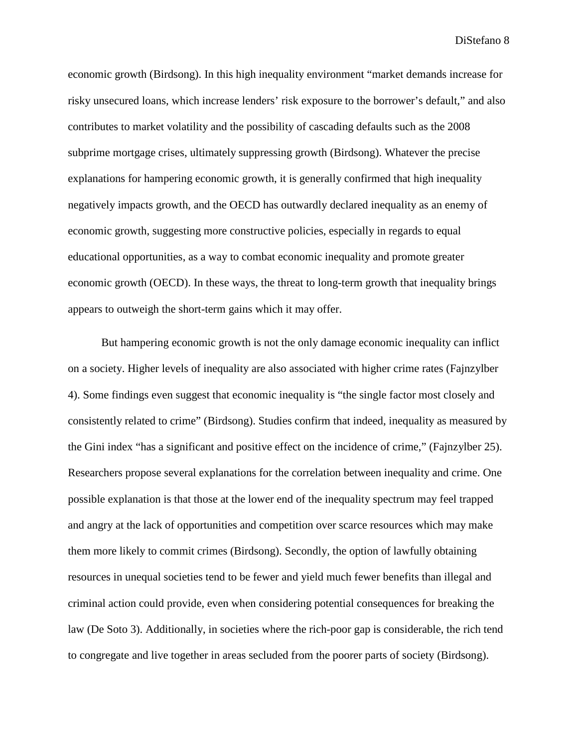economic growth (Birdsong). In this high inequality environment "market demands increase for risky unsecured loans, which increase lenders' risk exposure to the borrower's default," and also contributes to market volatility and the possibility of cascading defaults such as the 2008 subprime mortgage crises, ultimately suppressing growth (Birdsong). Whatever the precise explanations for hampering economic growth, it is generally confirmed that high inequality negatively impacts growth, and the OECD has outwardly declared inequality as an enemy of economic growth, suggesting more constructive policies, especially in regards to equal educational opportunities, as a way to combat economic inequality and promote greater economic growth (OECD). In these ways, the threat to long-term growth that inequality brings appears to outweigh the short-term gains which it may offer.

But hampering economic growth is not the only damage economic inequality can inflict on a society. Higher levels of inequality are also associated with higher crime rates (Fajnzylber 4). Some findings even suggest that economic inequality is "the single factor most closely and consistently related to crime" (Birdsong). Studies confirm that indeed, inequality as measured by the Gini index "has a significant and positive effect on the incidence of crime," (Fajnzylber 25). Researchers propose several explanations for the correlation between inequality and crime. One possible explanation is that those at the lower end of the inequality spectrum may feel trapped and angry at the lack of opportunities and competition over scarce resources which may make them more likely to commit crimes (Birdsong). Secondly, the option of lawfully obtaining resources in unequal societies tend to be fewer and yield much fewer benefits than illegal and criminal action could provide, even when considering potential consequences for breaking the law (De Soto 3). Additionally, in societies where the rich-poor gap is considerable, the rich tend to congregate and live together in areas secluded from the poorer parts of society (Birdsong).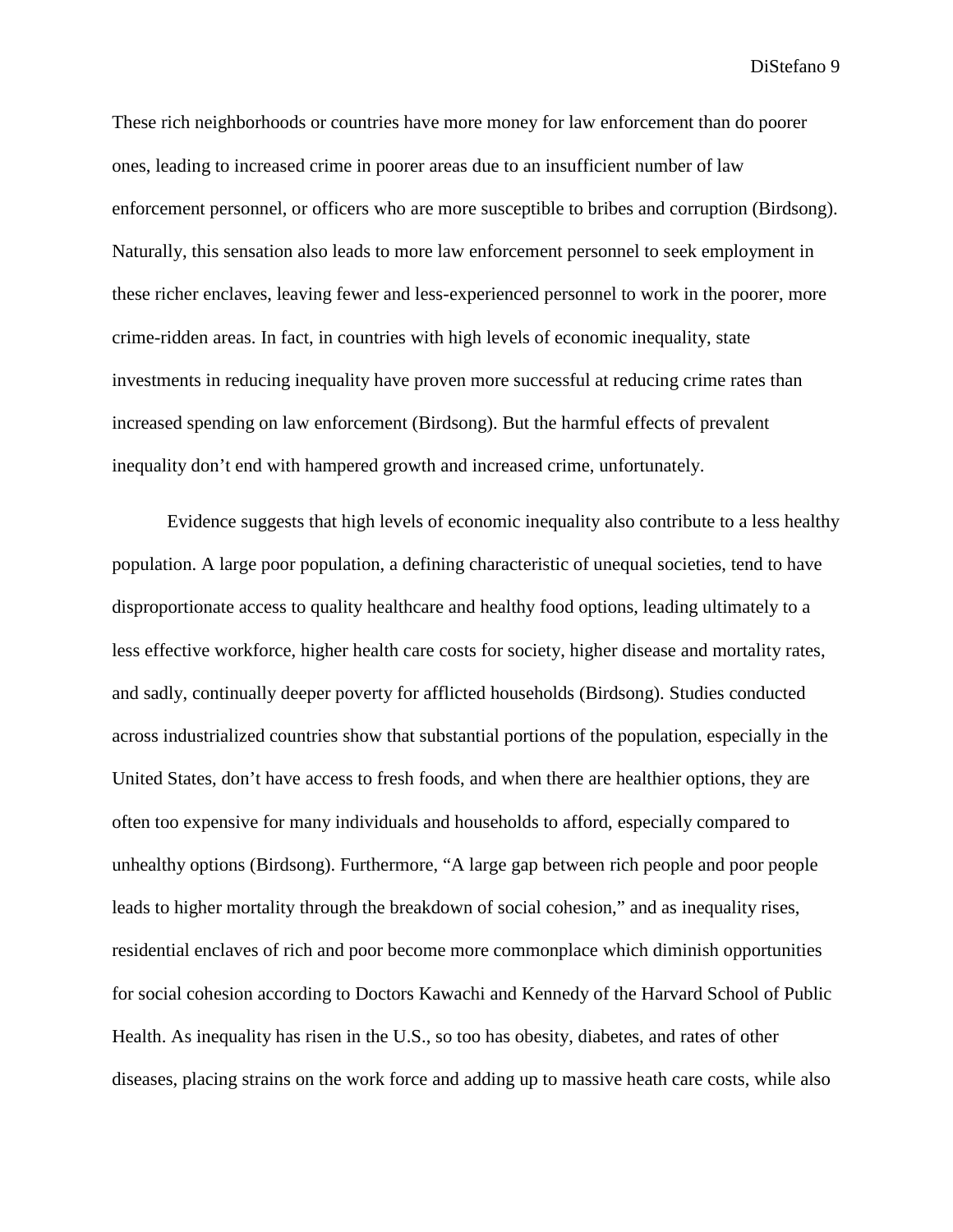These rich neighborhoods or countries have more money for law enforcement than do poorer ones, leading to increased crime in poorer areas due to an insufficient number of law enforcement personnel, or officers who are more susceptible to bribes and corruption (Birdsong). Naturally, this sensation also leads to more law enforcement personnel to seek employment in these richer enclaves, leaving fewer and less-experienced personnel to work in the poorer, more crime-ridden areas. In fact, in countries with high levels of economic inequality, state investments in reducing inequality have proven more successful at reducing crime rates than increased spending on law enforcement (Birdsong). But the harmful effects of prevalent inequality don't end with hampered growth and increased crime, unfortunately.

Evidence suggests that high levels of economic inequality also contribute to a less healthy population. A large poor population, a defining characteristic of unequal societies, tend to have disproportionate access to quality healthcare and healthy food options, leading ultimately to a less effective workforce, higher health care costs for society, higher disease and mortality rates, and sadly, continually deeper poverty for afflicted households (Birdsong). Studies conducted across industrialized countries show that substantial portions of the population, especially in the United States, don't have access to fresh foods, and when there are healthier options, they are often too expensive for many individuals and households to afford, especially compared to unhealthy options (Birdsong). Furthermore, "A large gap between rich people and poor people leads to higher mortality through the breakdown of social cohesion," and as inequality rises, residential enclaves of rich and poor become more commonplace which diminish opportunities for social cohesion according to Doctors Kawachi and Kennedy of the Harvard School of Public Health. As inequality has risen in the U.S., so too has obesity, diabetes, and rates of other diseases, placing strains on the work force and adding up to massive heath care costs, while also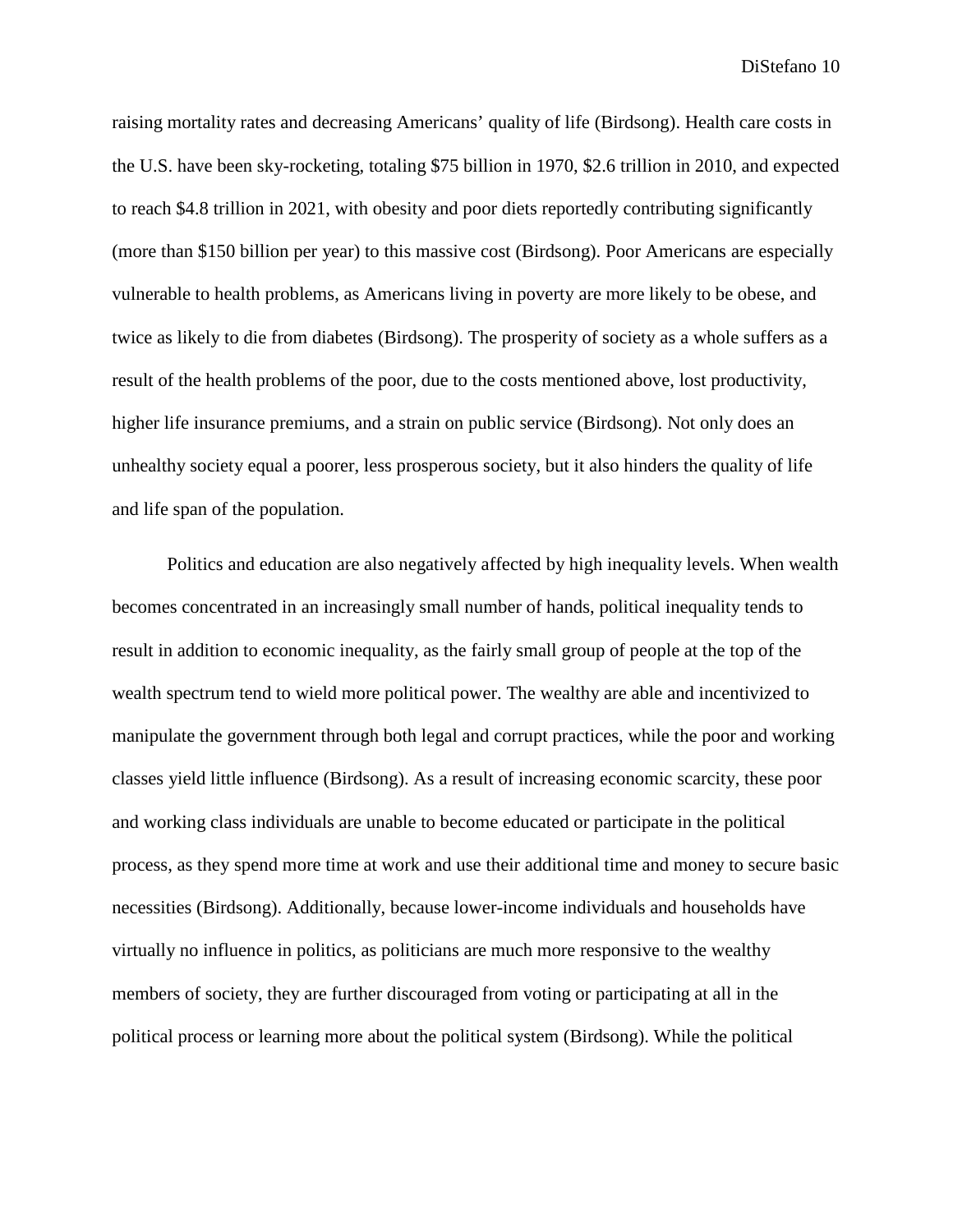raising mortality rates and decreasing Americans' quality of life (Birdsong). Health care costs in the U.S. have been sky-rocketing, totaling $75 billion in 1970, $2.6 trillion in 2010, and expected to reach $4.8 trillion in 2021, with obesity and poor diets reportedly contributing significantly (more than $150 billion per year) to this massive cost (Birdsong). Poor Americans are especially vulnerable to health problems, as Americans living in poverty are more likely to be obese, and twice as likely to die from diabetes (Birdsong). The prosperity of society as a whole suffers as a result of the health problems of the poor, due to the costs mentioned above, lost productivity, higher life insurance premiums, and a strain on public service (Birdsong). Not only does an unhealthy society equal a poorer, less prosperous society, but it also hinders the quality of life and life span of the population.

Politics and education are also negatively affected by high inequality levels. When wealth becomes concentrated in an increasingly small number of hands, political inequality tends to result in addition to economic inequality, as the fairly small group of people at the top of the wealth spectrum tend to wield more political power. The wealthy are able and incentivized to manipulate the government through both legal and corrupt practices, while the poor and working classes yield little influence (Birdsong). As a result of increasing economic scarcity, these poor and working class individuals are unable to become educated or participate in the political process, as they spend more time at work and use their additional time and money to secure basic necessities (Birdsong). Additionally, because lower-income individuals and households have virtually no influence in politics, as politicians are much more responsive to the wealthy members of society, they are further discouraged from voting or participating at all in the political process or learning more about the political system (Birdsong). While the political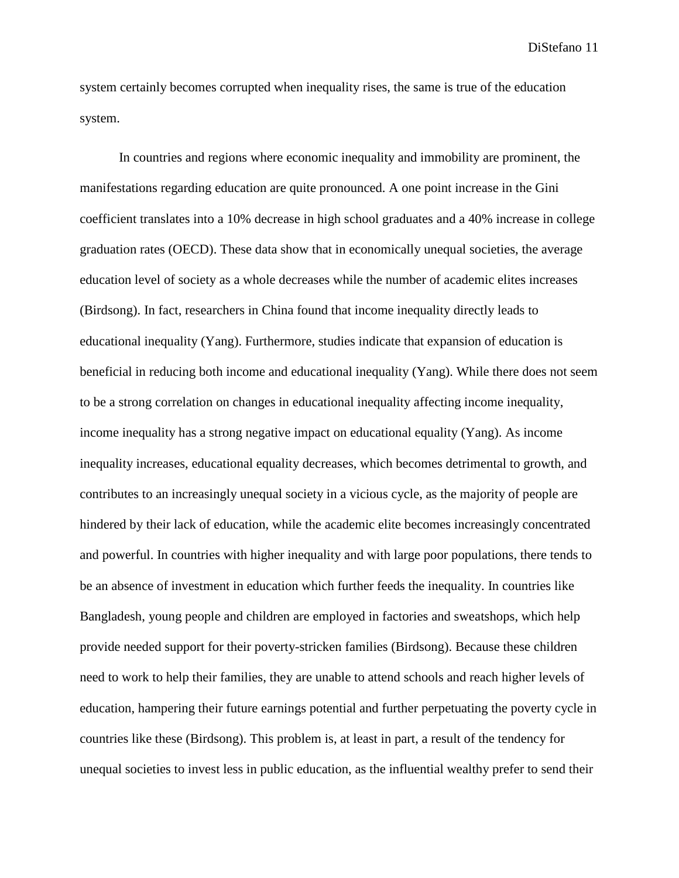system certainly becomes corrupted when inequality rises, the same is true of the education system.

In countries and regions where economic inequality and immobility are prominent, the manifestations regarding education are quite pronounced. A one point increase in the Gini coefficient translates into a 10% decrease in high school graduates and a 40% increase in college graduation rates (OECD). These data show that in economically unequal societies, the average education level of society as a whole decreases while the number of academic elites increases (Birdsong). In fact, researchers in China found that income inequality directly leads to educational inequality (Yang). Furthermore, studies indicate that expansion of education is beneficial in reducing both income and educational inequality (Yang). While there does not seem to be a strong correlation on changes in educational inequality affecting income inequality, income inequality has a strong negative impact on educational equality (Yang). As income inequality increases, educational equality decreases, which becomes detrimental to growth, and contributes to an increasingly unequal society in a vicious cycle, as the majority of people are hindered by their lack of education, while the academic elite becomes increasingly concentrated and powerful. In countries with higher inequality and with large poor populations, there tends to be an absence of investment in education which further feeds the inequality. In countries like Bangladesh, young people and children are employed in factories and sweatshops, which help provide needed support for their poverty-stricken families (Birdsong). Because these children need to work to help their families, they are unable to attend schools and reach higher levels of education, hampering their future earnings potential and further perpetuating the poverty cycle in countries like these (Birdsong). This problem is, at least in part, a result of the tendency for unequal societies to invest less in public education, as the influential wealthy prefer to send their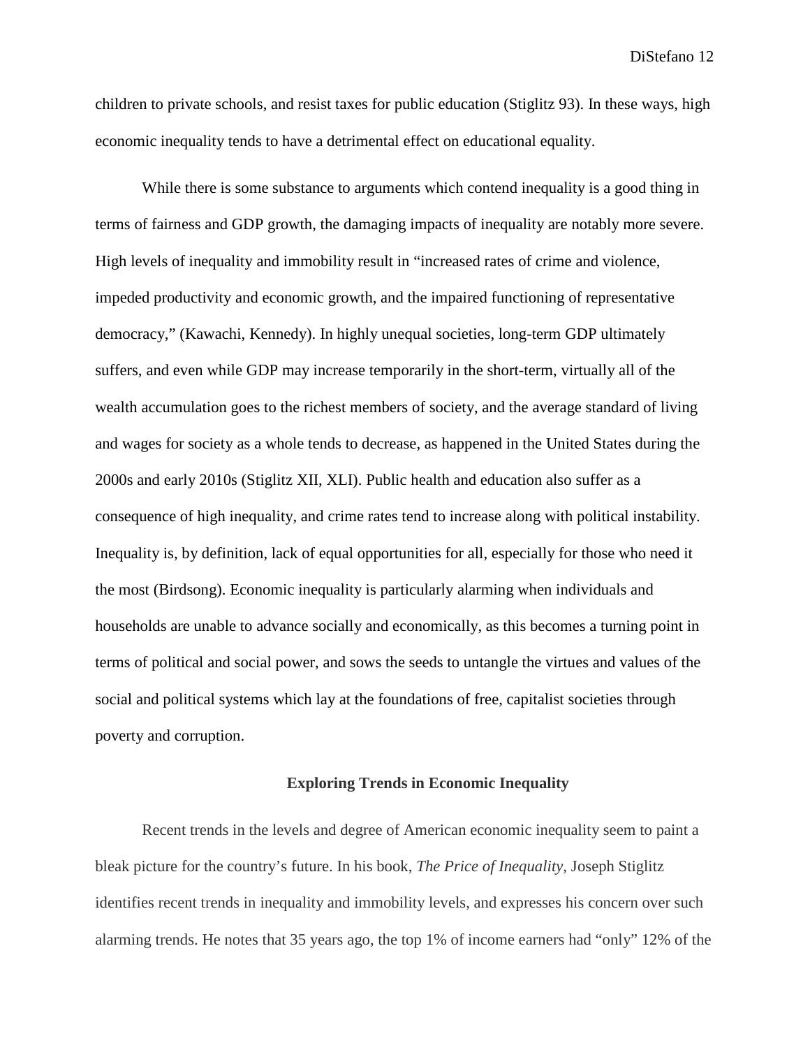children to private schools, and resist taxes for public education (Stiglitz 93). In these ways, high economic inequality tends to have a detrimental effect on educational equality.

While there is some substance to arguments which contend inequality is a good thing in terms of fairness and GDP growth, the damaging impacts of inequality are notably more severe. High levels of inequality and immobility result in "increased rates of crime and violence, impeded productivity and economic growth, and the impaired functioning of representative democracy," (Kawachi, Kennedy). In highly unequal societies, long-term GDP ultimately suffers, and even while GDP may increase temporarily in the short-term, virtually all of the wealth accumulation goes to the richest members of society, and the average standard of living and wages for society as a whole tends to decrease, as happened in the United States during the 2000s and early 2010s (Stiglitz XII, XLI). Public health and education also suffer as a consequence of high inequality, and crime rates tend to increase along with political instability. Inequality is, by definition, lack of equal opportunities for all, especially for those who need it the most (Birdsong). Economic inequality is particularly alarming when individuals and households are unable to advance socially and economically, as this becomes a turning point in terms of political and social power, and sows the seeds to untangle the virtues and values of the social and political systems which lay at the foundations of free, capitalist societies through poverty and corruption.

## Exploring Trends in Economic Inequality

Recent trends in the levels and degree of American economic inequality seem to paint a bleak picture for the country's future. In his book, *The Price of Inequality*, Joseph Stiglitz identifies recent trends in inequality and immobility levels, and expresses his concern over such alarming trends. He notes that 35 years ago, the top 1% of income earners had "only" 12% of the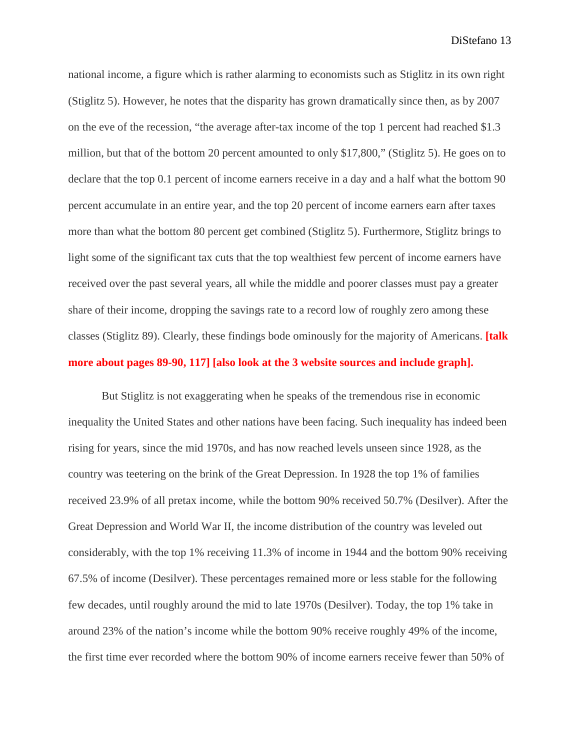national income, a figure which is rather alarming to economists such as Stiglitz in its own right (Stiglitz 5). However, he notes that the disparity has grown dramatically since then, as by 2007 on the eve of the recession, “the average after-tax income of the top 1 percent had reached $1.3 million, but that of the bottom 20 percent amounted to only $17,800,” (Stiglitz 5). He goes on to declare that the top 0.1 percent of income earners receive in a day and a half what the bottom 90 percent accumulate in an entire year, and the top 20 percent of income earners earn after taxes more than what the bottom 80 percent get combined (Stiglitz 5). Furthermore, Stiglitz brings to light some of the significant tax cuts that the top wealthiest few percent of income earners have received over the past several years, all while the middle and poorer classes must pay a greater share of their income, dropping the savings rate to a record low of roughly zero among these classes (Stiglitz 89). Clearly, these findings bode ominously for the majority of Americans. **[talk more about pages 89-90, 117] [also look at the 3 website sources and include graph].**

But Stiglitz is not exaggerating when he speaks of the tremendous rise in economic inequality the United States and other nations have been facing. Such inequality has indeed been rising for years, since the mid 1970s, and has now reached levels unseen since 1928, as the country was teetering on the brink of the Great Depression. In 1928 the top 1% of families received 23.9% of all pretax income, while the bottom 90% received 50.7% (Desilver). After the Great Depression and World War II, the income distribution of the country was leveled out considerably, with the top 1% receiving 11.3% of income in 1944 and the bottom 90% receiving 67.5% of income (Desilver). These percentages remained more or less stable for the following few decades, until roughly around the mid to late 1970s (Desilver). Today, the top 1% take in around 23% of the nation’s income while the bottom 90% receive roughly 49% of the income, the first time ever recorded where the bottom 90% of income earners receive fewer than 50% of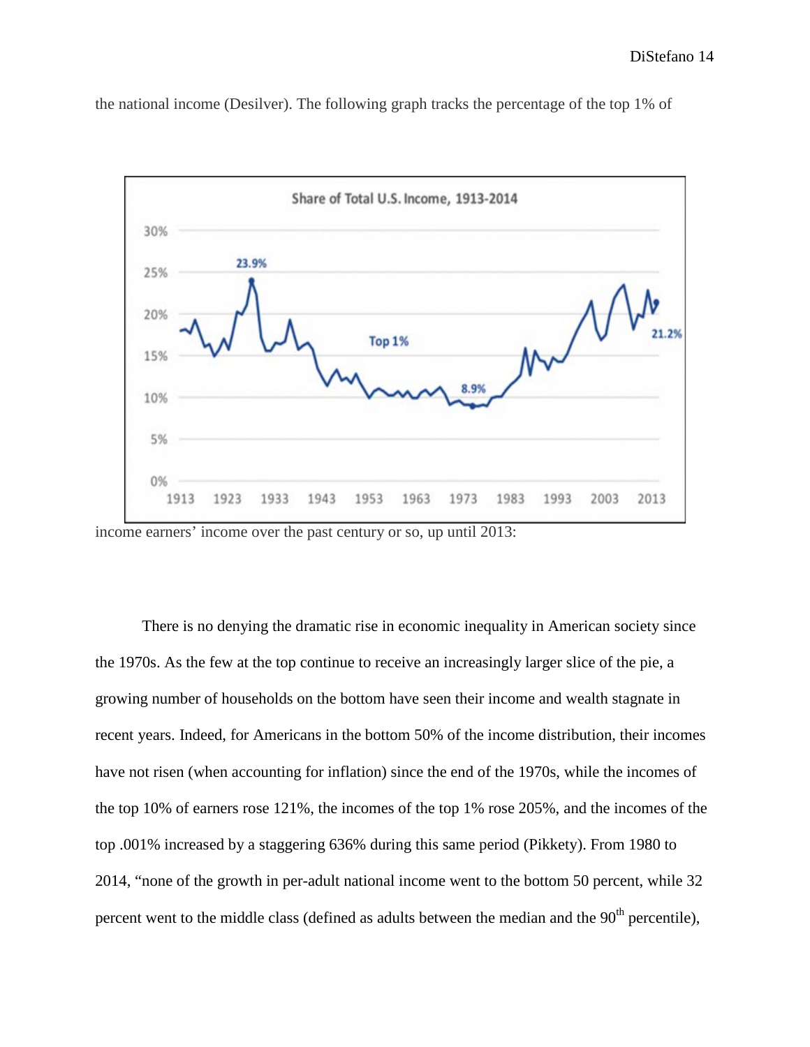the national income (Desilver). The following graph tracks the percentage of the top 1% of income earners' income over the past century or so, up until 2013:

There is no denying the dramatic rise in economic inequality in American society since the 1970s. As the few at the top continue to receive an increasingly larger slice of the pie, a growing number of households on the bottom have seen their income and wealth stagnate in recent years. Indeed, for Americans in the bottom 50% of the income distribution, their incomes have not risen (when accounting for inflation) since the end of the 1970s, while the incomes of the top 10% of earners rose 121%, the incomes of the top 1% rose 205%, and the incomes of the top .001% increased by a staggering 636% during this same period (Pikkety). From 1980 to 2014, "none of the growth in per-adult national income went to the bottom 50 percent, while 32 percent went to the middle class (defined as adults between the median and the 90th percentile),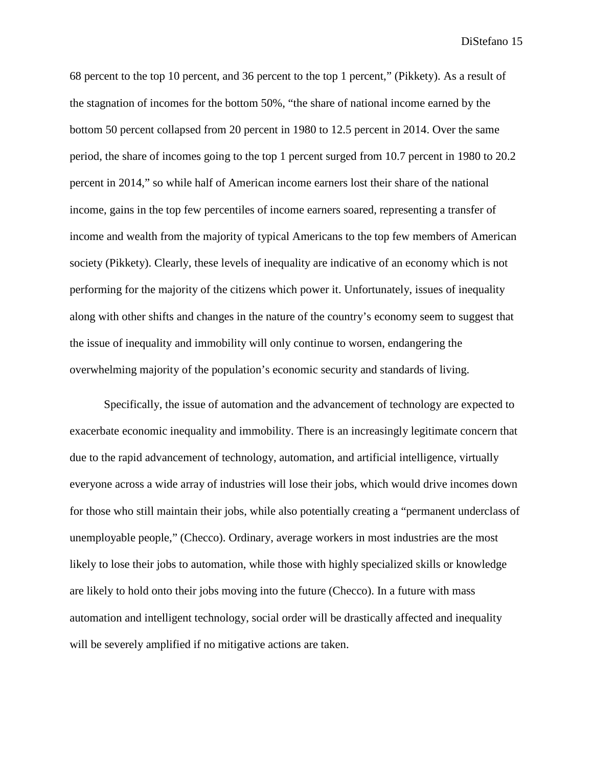68 percent to the top 10 percent, and 36 percent to the top 1 percent," (Pikkety). As a result of the stagnation of incomes for the bottom 50%, "the share of national income earned by the bottom 50 percent collapsed from 20 percent in 1980 to 12.5 percent in 2014. Over the same period, the share of incomes going to the top 1 percent surged from 10.7 percent in 1980 to 20.2 percent in 2014," so while half of American income earners lost their share of the national income, gains in the top few percentiles of income earners soared, representing a transfer of income and wealth from the majority of typical Americans to the top few members of American society (Pikkety). Clearly, these levels of inequality are indicative of an economy which is not performing for the majority of the citizens which power it. Unfortunately, issues of inequality along with other shifts and changes in the nature of the country's economy seem to suggest that the issue of inequality and immobility will only continue to worsen, endangering the overwhelming majority of the population's economic security and standards of living.

Specifically, the issue of automation and the advancement of technology are expected to exacerbate economic inequality and immobility. There is an increasingly legitimate concern that due to the rapid advancement of technology, automation, and artificial intelligence, virtually everyone across a wide array of industries will lose their jobs, which would drive incomes down for those who still maintain their jobs, while also potentially creating a "permanent underclass of unemployable people," (Checco). Ordinary, average workers in most industries are the most likely to lose their jobs to automation, while those with highly specialized skills or knowledge are likely to hold onto their jobs moving into the future (Checco). In a future with mass automation and intelligent technology, social order will be drastically affected and inequality will be severely amplified if no mitigative actions are taken.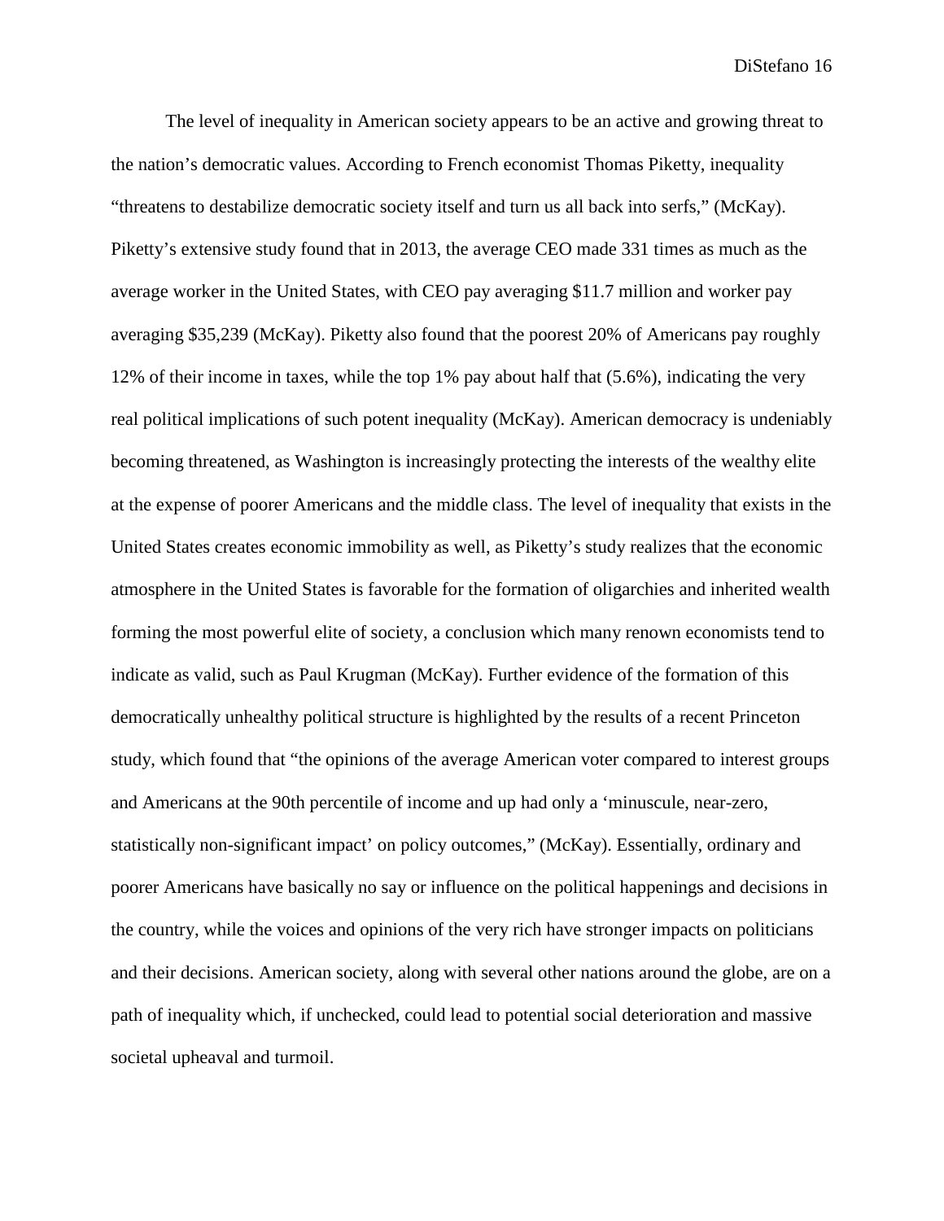The level of inequality in American society appears to be an active and growing threat to the nation's democratic values. According to French economist Thomas Piketty, inequality "threatens to destabilize democratic society itself and turn us all back into serfs," (McKay). Piketty's extensive study found that in 2013, the average CEO made 331 times as much as the average worker in the United States, with CEO pay averaging $11.7 million and worker pay averaging $35,239 (McKay). Piketty also found that the poorest 20% of Americans pay roughly 12% of their income in taxes, while the top 1% pay about half that (5.6%), indicating the very real political implications of such potent inequality (McKay). American democracy is undeniably becoming threatened, as Washington is increasingly protecting the interests of the wealthy elite at the expense of poorer Americans and the middle class. The level of inequality that exists in the United States creates economic immobility as well, as Piketty's study realizes that the economic atmosphere in the United States is favorable for the formation of oligarchies and inherited wealth forming the most powerful elite of society, a conclusion which many renown economists tend to indicate as valid, such as Paul Krugman (McKay). Further evidence of the formation of this democratically unhealthy political structure is highlighted by the results of a recent Princeton study, which found that "the opinions of the average American voter compared to interest groups and Americans at the 90th percentile of income and up had only a 'minuscule, near-zero, statistically non-significant impact' on policy outcomes," (McKay). Essentially, ordinary and poorer Americans have basically no say or influence on the political happenings and decisions in the country, while the voices and opinions of the very rich have stronger impacts on politicians and their decisions. American society, along with several other nations around the globe, are on a path of inequality which, if unchecked, could lead to potential social deterioration and massive societal upheaval and turmoil.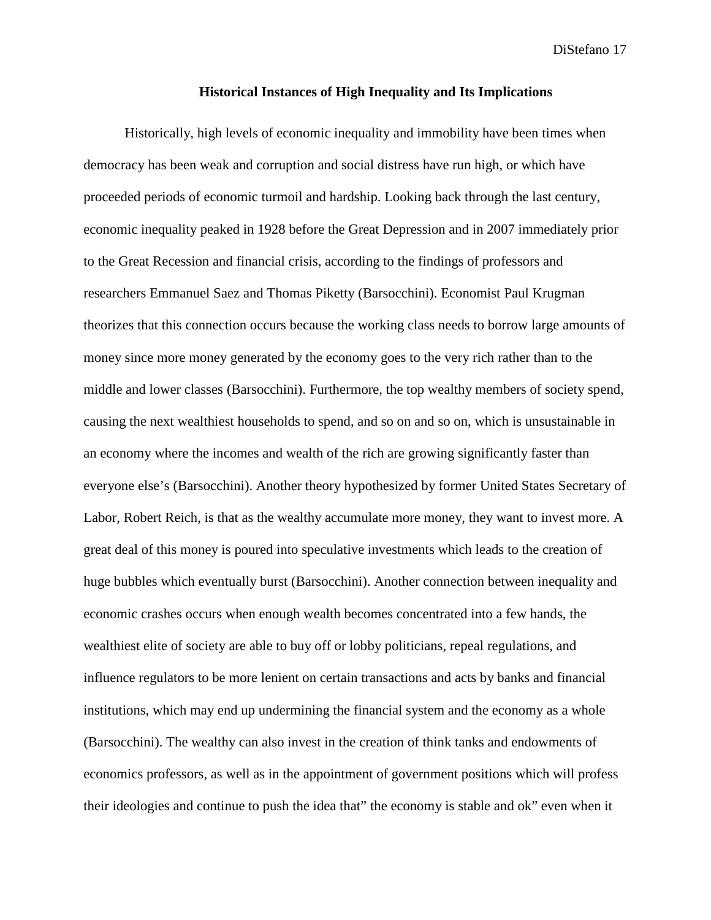**Historical Instances of High Inequality and Its Implications**

Historically, high levels of economic inequality and immobility have been times when democracy has been weak and corruption and social distress have run high, or which have proceeded periods of economic turmoil and hardship. Looking back through the last century, economic inequality peaked in 1928 before the Great Depression and in 2007 immediately prior to the Great Recession and financial crisis, according to the findings of professors and researchers Emmanuel Saez and Thomas Piketty (Barsocchini). Economist Paul Krugman theorizes that this connection occurs because the working class needs to borrow large amounts of money since more money generated by the economy goes to the very rich rather than to the middle and lower classes (Barsocchini). Furthermore, the top wealthy members of society spend, causing the next wealthiest households to spend, and so on and so on, which is unsustainable in an economy where the incomes and wealth of the rich are growing significantly faster than everyone else's (Barsocchini). Another theory hypothesized by former United States Secretary of Labor, Robert Reich, is that as the wealthy accumulate more money, they want to invest more. A great deal of this money is poured into speculative investments which leads to the creation of huge bubbles which eventually burst (Barsocchini). Another connection between inequality and economic crashes occurs when enough wealth becomes concentrated into a few hands, the wealthiest elite of society are able to buy off or lobby politicians, repeal regulations, and influence regulators to be more lenient on certain transactions and acts by banks and financial institutions, which may end up undermining the financial system and the economy as a whole (Barsocchini). The wealthy can also invest in the creation of think tanks and endowments of economics professors, as well as in the appointment of government positions which will profess their ideologies and continue to push the idea that" the economy is stable and ok" even when it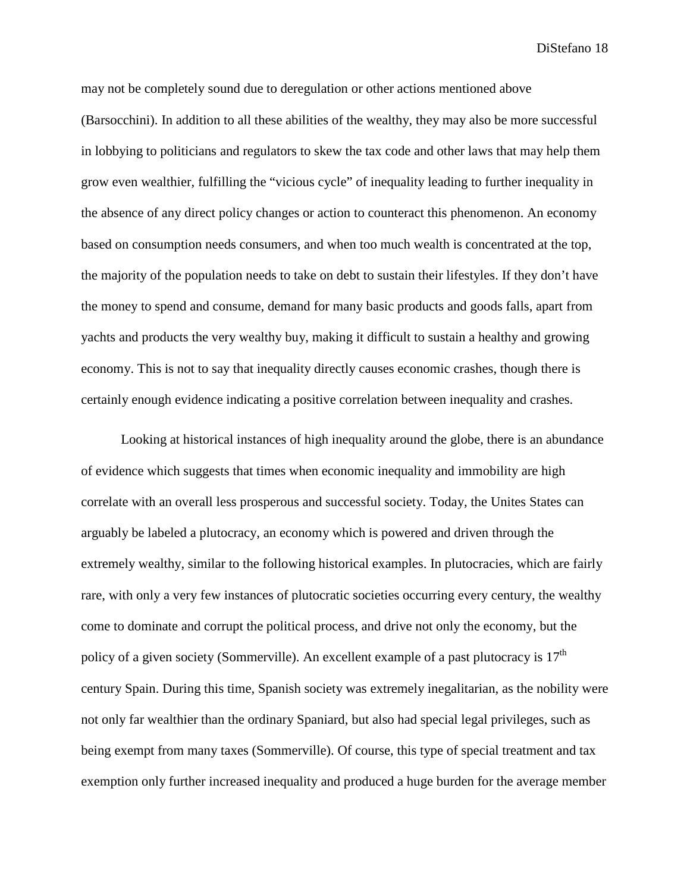may not be completely sound due to deregulation or other actions mentioned above (Barsocchini). In addition to all these abilities of the wealthy, they may also be more successful in lobbying to politicians and regulators to skew the tax code and other laws that may help them grow even wealthier, fulfilling the "vicious cycle" of inequality leading to further inequality in the absence of any direct policy changes or action to counteract this phenomenon. An economy based on consumption needs consumers, and when too much wealth is concentrated at the top, the majority of the population needs to take on debt to sustain their lifestyles. If they don't have the money to spend and consume, demand for many basic products and goods falls, apart from yachts and products the very wealthy buy, making it difficult to sustain a healthy and growing economy. This is not to say that inequality directly causes economic crashes, though there is certainly enough evidence indicating a positive correlation between inequality and crashes.

Looking at historical instances of high inequality around the globe, there is an abundance of evidence which suggests that times when economic inequality and immobility are high correlate with an overall less prosperous and successful society. Today, the Unites States can arguably be labeled a plutocracy, an economy which is powered and driven through the extremely wealthy, similar to the following historical examples. In plutocracies, which are fairly rare, with only a very few instances of plutocratic societies occurring every century, the wealthy come to dominate and corrupt the political process, and drive not only the economy, but the policy of a given society (Sommerville). An excellent example of a past plutocracy is 17th century Spain. During this time, Spanish society was extremely inegalitarian, as the nobility were not only far wealthier than the ordinary Spaniard, but also had special legal privileges, such as being exempt from many taxes (Sommerville). Of course, this type of special treatment and tax exemption only further increased inequality and produced a huge burden for the average member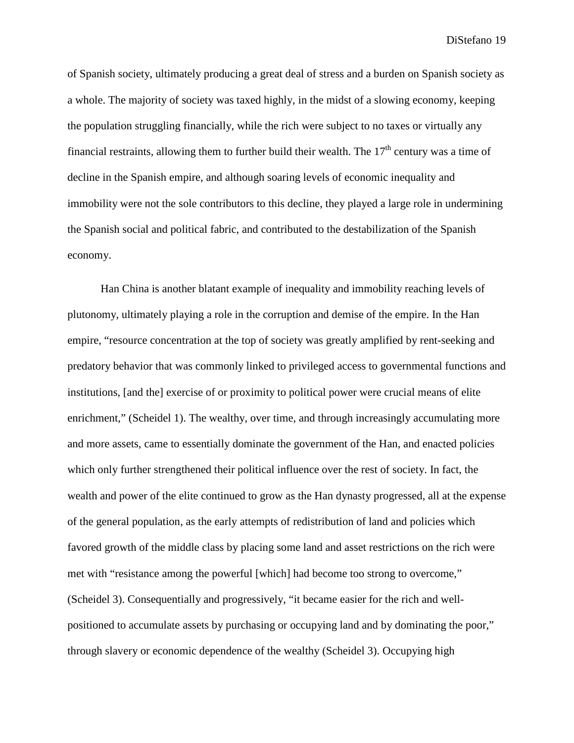of Spanish society, ultimately producing a great deal of stress and a burden on Spanish society as a whole. The majority of society was taxed highly, in the midst of a slowing economy, keeping the population struggling financially, while the rich were subject to no taxes or virtually any financial restraints, allowing them to further build their wealth. The 17th century was a time of decline in the Spanish empire, and although soaring levels of economic inequality and immobility were not the sole contributors to this decline, they played a large role in undermining the Spanish social and political fabric, and contributed to the destabilization of the Spanish economy.

Han China is another blatant example of inequality and immobility reaching levels of plutonomy, ultimately playing a role in the corruption and demise of the empire. In the Han empire, "resource concentration at the top of society was greatly amplified by rent-seeking and predatory behavior that was commonly linked to privileged access to governmental functions and institutions, [and the] exercise of or proximity to political power were crucial means of elite enrichment," (Scheidel 1). The wealthy, over time, and through increasingly accumulating more and more assets, came to essentially dominate the government of the Han, and enacted policies which only further strengthened their political influence over the rest of society. In fact, the wealth and power of the elite continued to grow as the Han dynasty progressed, all at the expense of the general population, as the early attempts of redistribution of land and policies which favored growth of the middle class by placing some land and asset restrictions on the rich were met with "resistance among the powerful [which] had become too strong to overcome," (Scheidel 3). Consequentially and progressively, "it became easier for the rich and well-positioned to accumulate assets by purchasing or occupying land and by dominating the poor," through slavery or economic dependence of the wealthy (Scheidel 3). Occupying high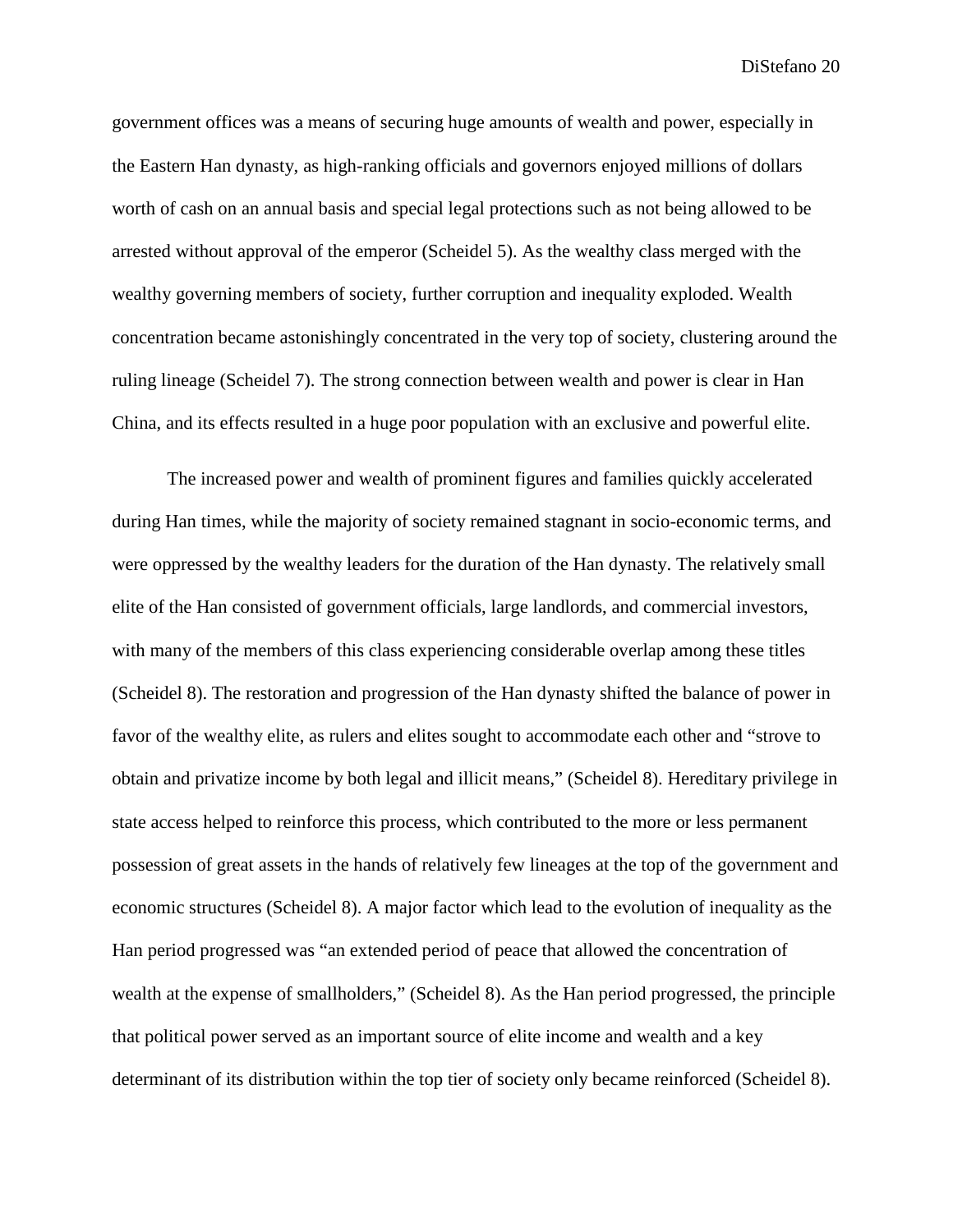government offices was a means of securing huge amounts of wealth and power, especially in the Eastern Han dynasty, as high-ranking officials and governors enjoyed millions of dollars worth of cash on an annual basis and special legal protections such as not being allowed to be arrested without approval of the emperor (Scheidel 5). As the wealthy class merged with the wealthy governing members of society, further corruption and inequality exploded. Wealth concentration became astonishingly concentrated in the very top of society, clustering around the ruling lineage (Scheidel 7). The strong connection between wealth and power is clear in Han China, and its effects resulted in a huge poor population with an exclusive and powerful elite.

The increased power and wealth of prominent figures and families quickly accelerated during Han times, while the majority of society remained stagnant in socio-economic terms, and were oppressed by the wealthy leaders for the duration of the Han dynasty. The relatively small elite of the Han consisted of government officials, large landlords, and commercial investors, with many of the members of this class experiencing considerable overlap among these titles (Scheidel 8). The restoration and progression of the Han dynasty shifted the balance of power in favor of the wealthy elite, as rulers and elites sought to accommodate each other and "strove to obtain and privatize income by both legal and illicit means," (Scheidel 8). Hereditary privilege in state access helped to reinforce this process, which contributed to the more or less permanent possession of great assets in the hands of relatively few lineages at the top of the government and economic structures (Scheidel 8). A major factor which lead to the evolution of inequality as the Han period progressed was "an extended period of peace that allowed the concentration of wealth at the expense of smallholders," (Scheidel 8). As the Han period progressed, the principle that political power served as an important source of elite income and wealth and a key determinant of its distribution within the top tier of society only became reinforced (Scheidel 8).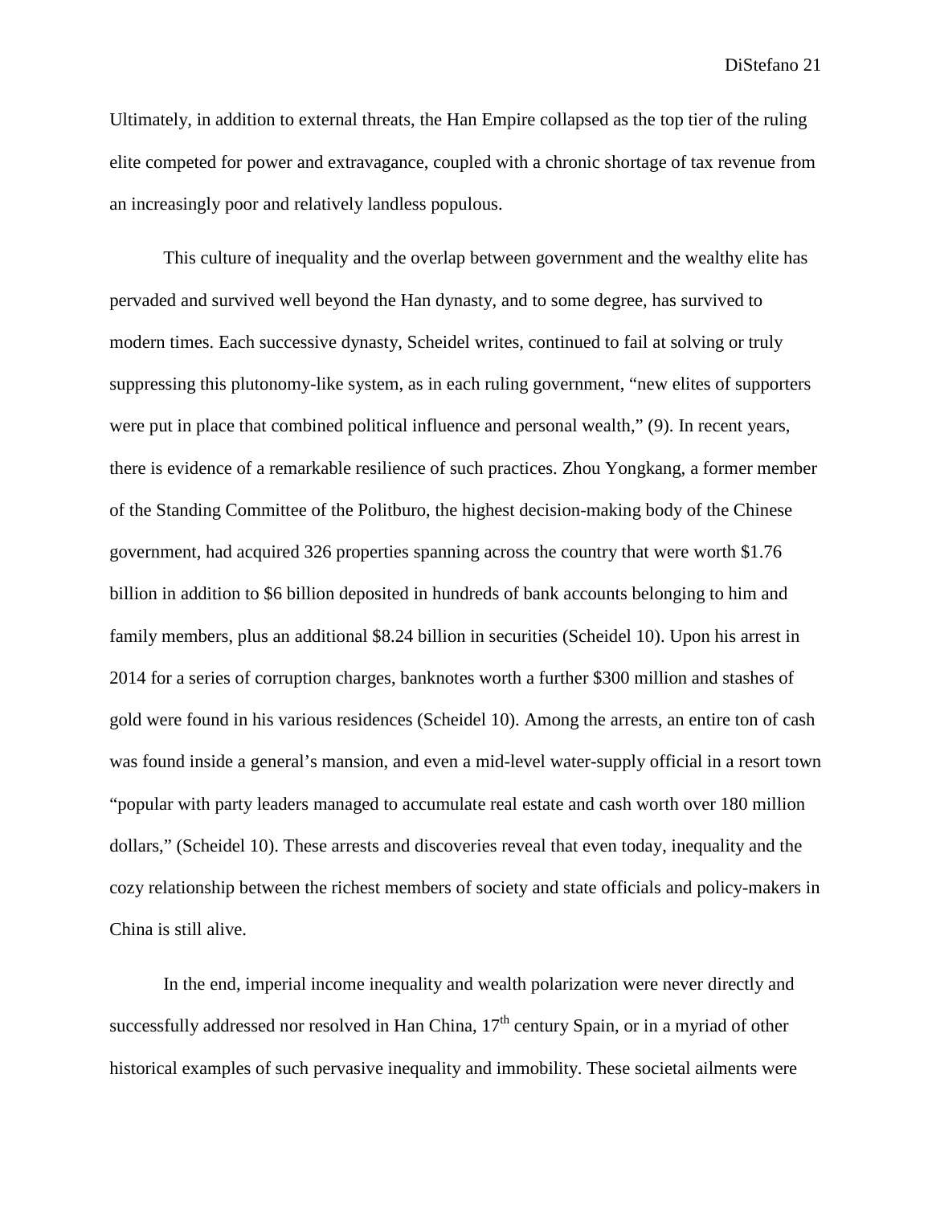Ultimately, in addition to external threats, the Han Empire collapsed as the top tier of the ruling elite competed for power and extravagance, coupled with a chronic shortage of tax revenue from an increasingly poor and relatively landless populous.

This culture of inequality and the overlap between government and the wealthy elite has pervaded and survived well beyond the Han dynasty, and to some degree, has survived to modern times. Each successive dynasty, Scheidel writes, continued to fail at solving or truly suppressing this plutonomy-like system, as in each ruling government, "new elites of supporters were put in place that combined political influence and personal wealth," (9). In recent years, there is evidence of a remarkable resilience of such practices. Zhou Yongkang, a former member of the Standing Committee of the Politburo, the highest decision-making body of the Chinese government, had acquired 326 properties spanning across the country that were worth $1.76 billion in addition to $6 billion deposited in hundreds of bank accounts belonging to him and family members, plus an additional $8.24 billion in securities (Scheidel 10). Upon his arrest in 2014 for a series of corruption charges, banknotes worth a further $300 million and stashes of gold were found in his various residences (Scheidel 10). Among the arrests, an entire ton of cash was found inside a general's mansion, and even a mid-level water-supply official in a resort town "popular with party leaders managed to accumulate real estate and cash worth over 180 million dollars," (Scheidel 10). These arrests and discoveries reveal that even today, inequality and the cozy relationship between the richest members of society and state officials and policy-makers in China is still alive.

In the end, imperial income inequality and wealth polarization were never directly and successfully addressed nor resolved in Han China, 17th century Spain, or in a myriad of other historical examples of such pervasive inequality and immobility. These societal ailments were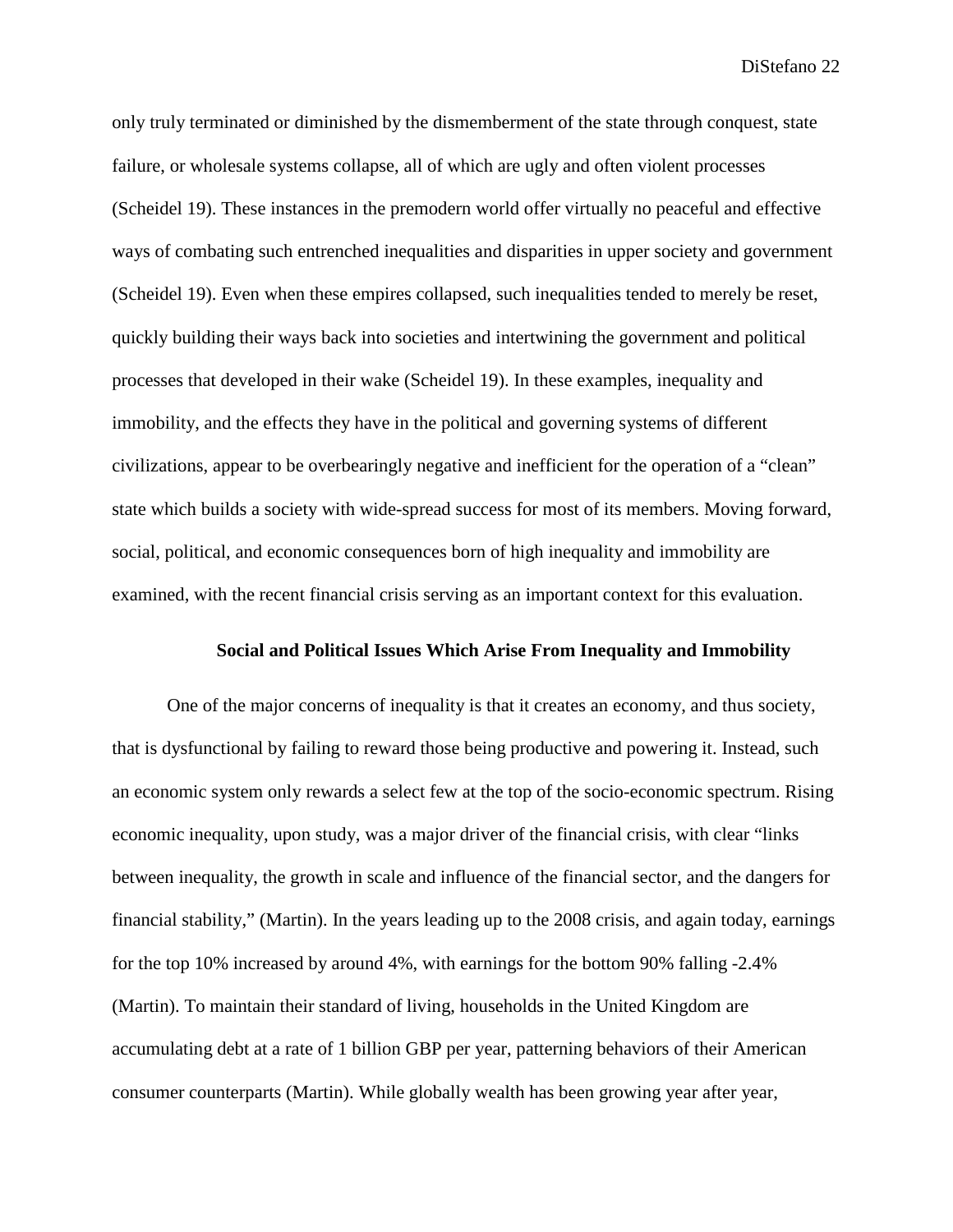only truly terminated or diminished by the dismemberment of the state through conquest, state failure, or wholesale systems collapse, all of which are ugly and often violent processes (Scheidel 19). These instances in the premodern world offer virtually no peaceful and effective ways of combating such entrenched inequalities and disparities in upper society and government (Scheidel 19). Even when these empires collapsed, such inequalities tended to merely be reset, quickly building their ways back into societies and intertwining the government and political processes that developed in their wake (Scheidel 19). In these examples, inequality and immobility, and the effects they have in the political and governing systems of different civilizations, appear to be overbearingly negative and inefficient for the operation of a "clean" state which builds a society with wide-spread success for most of its members. Moving forward, social, political, and economic consequences born of high inequality and immobility are examined, with the recent financial crisis serving as an important context for this evaluation.

## Social and Political Issues Which Arise From Inequality and Immobility

One of the major concerns of inequality is that it creates an economy, and thus society, that is dysfunctional by failing to reward those being productive and powering it. Instead, such an economic system only rewards a select few at the top of the socio-economic spectrum. Rising economic inequality, upon study, was a major driver of the financial crisis, with clear "links between inequality, the growth in scale and influence of the financial sector, and the dangers for financial stability," (Martin). In the years leading up to the 2008 crisis, and again today, earnings for the top 10% increased by around 4%, with earnings for the bottom 90% falling -2.4% (Martin). To maintain their standard of living, households in the United Kingdom are accumulating debt at a rate of 1 billion GBP per year, patterning behaviors of their American consumer counterparts (Martin). While globally wealth has been growing year after year,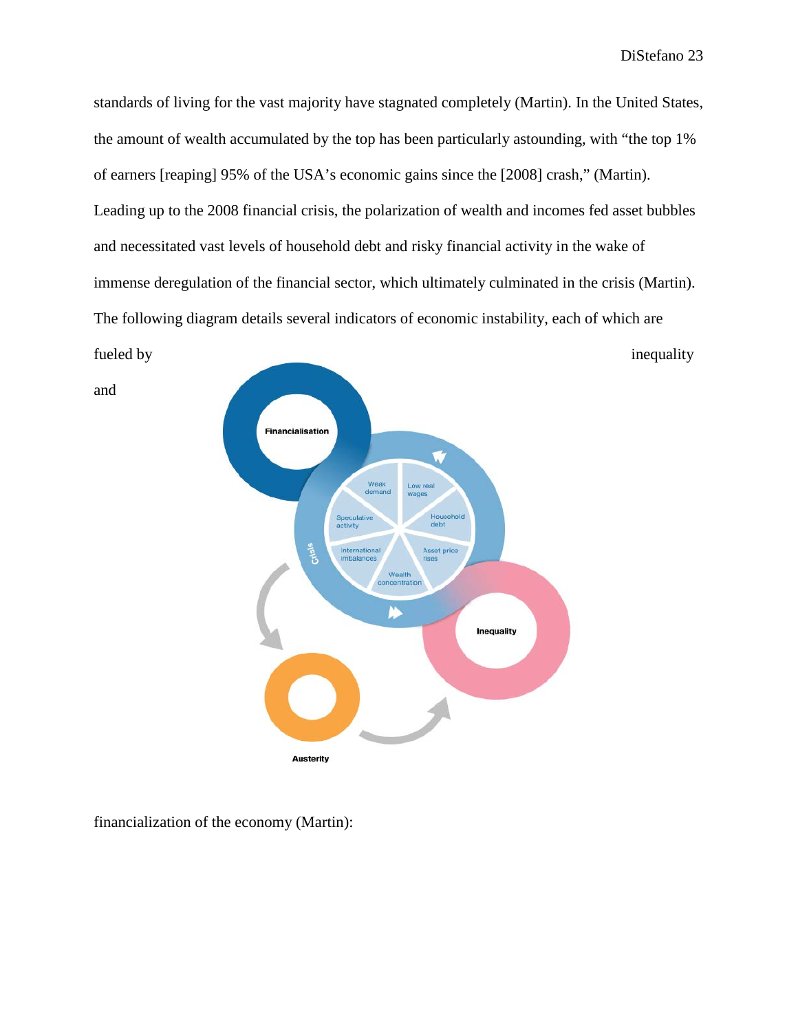standards of living for the vast majority have stagnated completely (Martin). In the United States, the amount of wealth accumulated by the top has been particularly astounding, with "the top 1% of earners [reaping] 95% of the USA's economic gains since the [2008] crash," (Martin). Leading up to the 2008 financial crisis, the polarization of wealth and incomes fed asset bubbles and necessitated vast levels of household debt and risky financial activity in the wake of immense deregulation of the financial sector, which ultimately culminated in the crisis (Martin). The following diagram details several indicators of economic instability, each of which are fueled by inequality and financialization of the economy (Martin):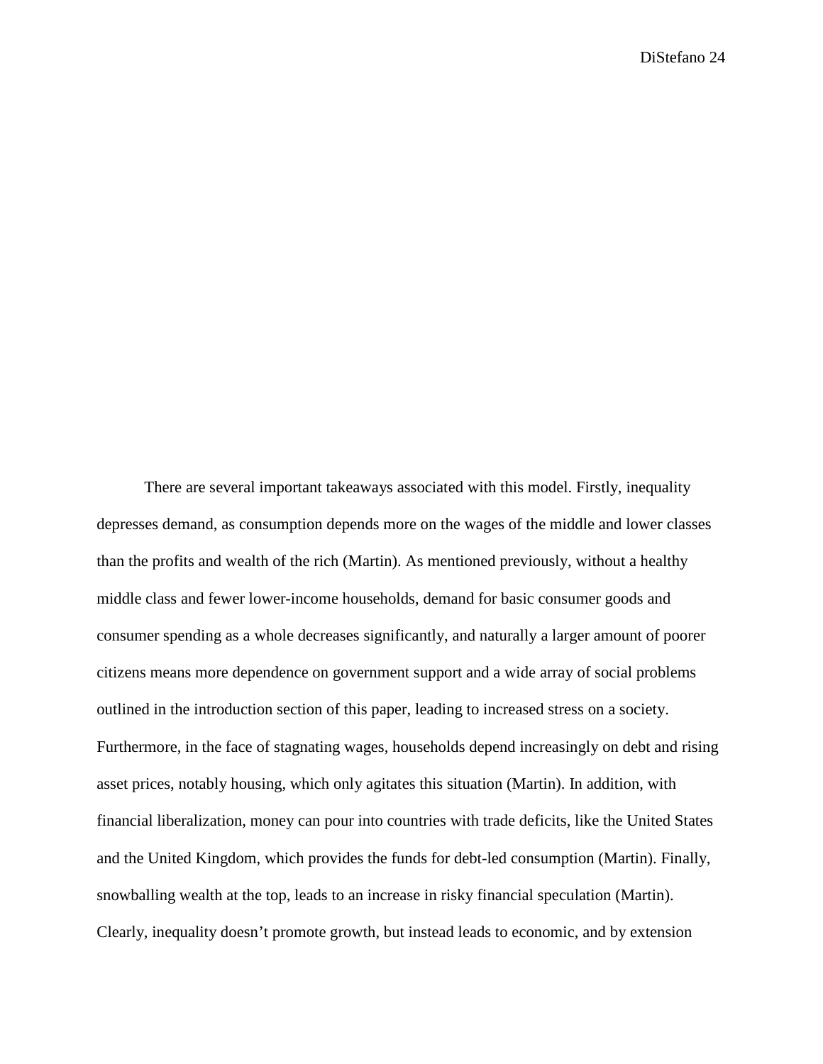There are several important takeaways associated with this model. Firstly, inequality depresses demand, as consumption depends more on the wages of the middle and lower classes than the profits and wealth of the rich (Martin). As mentioned previously, without a healthy middle class and fewer lower-income households, demand for basic consumer goods and consumer spending as a whole decreases significantly, and naturally a larger amount of poorer citizens means more dependence on government support and a wide array of social problems outlined in the introduction section of this paper, leading to increased stress on a society. Furthermore, in the face of stagnating wages, households depend increasingly on debt and rising asset prices, notably housing, which only agitates this situation (Martin). In addition, with financial liberalization, money can pour into countries with trade deficits, like the United States and the United Kingdom, which provides the funds for debt-led consumption (Martin). Finally, snowballing wealth at the top, leads to an increase in risky financial speculation (Martin). Clearly, inequality doesn't promote growth, but instead leads to economic, and by extension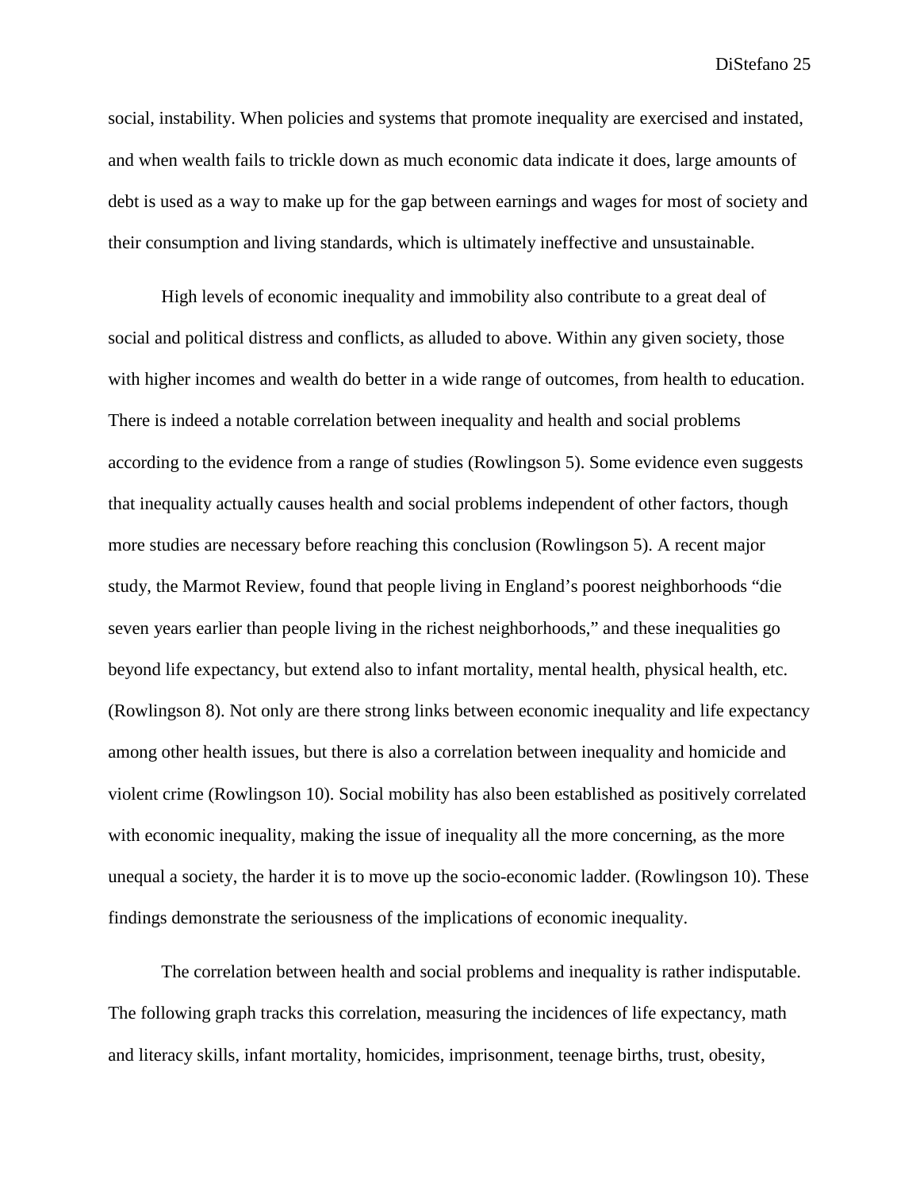social, instability. When policies and systems that promote inequality are exercised and instated, and when wealth fails to trickle down as much economic data indicate it does, large amounts of debt is used as a way to make up for the gap between earnings and wages for most of society and their consumption and living standards, which is ultimately ineffective and unsustainable.

High levels of economic inequality and immobility also contribute to a great deal of social and political distress and conflicts, as alluded to above. Within any given society, those with higher incomes and wealth do better in a wide range of outcomes, from health to education. There is indeed a notable correlation between inequality and health and social problems according to the evidence from a range of studies (Rowlingson 5). Some evidence even suggests that inequality actually causes health and social problems independent of other factors, though more studies are necessary before reaching this conclusion (Rowlingson 5). A recent major study, the Marmot Review, found that people living in England's poorest neighborhoods "die seven years earlier than people living in the richest neighborhoods," and these inequalities go beyond life expectancy, but extend also to infant mortality, mental health, physical health, etc. (Rowlingson 8). Not only are there strong links between economic inequality and life expectancy among other health issues, but there is also a correlation between inequality and homicide and violent crime (Rowlingson 10). Social mobility has also been established as positively correlated with economic inequality, making the issue of inequality all the more concerning, as the more unequal a society, the harder it is to move up the socio-economic ladder. (Rowlingson 10). These findings demonstrate the seriousness of the implications of economic inequality.

The correlation between health and social problems and inequality is rather indisputable. The following graph tracks this correlation, measuring the incidences of life expectancy, math and literacy skills, infant mortality, homicides, imprisonment, teenage births, trust, obesity,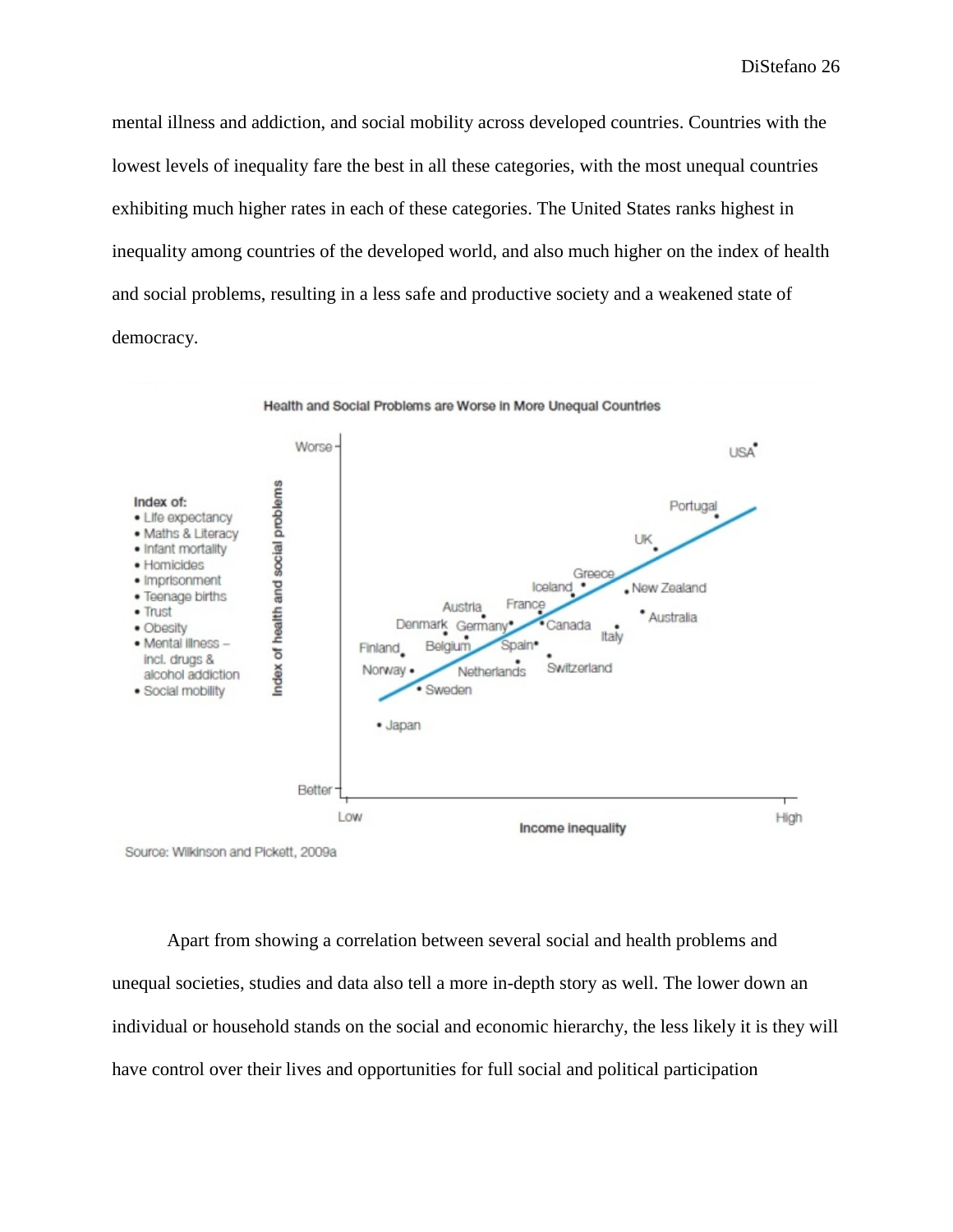mental illness and addiction, and social mobility across developed countries. Countries with the lowest levels of inequality fare the best in all these categories, with the most unequal countries exhibiting much higher rates in each of these categories. The United States ranks highest in inequality among countries of the developed world, and also much higher on the index of health and social problems, resulting in a less safe and productive society and a weakened state of democracy.

**Health and Social Problems are Worse in More Unequal Countries**

Index of:
- Life expectancy
- Maths & Literacy
- Infant mortality
- Homicides
- Imprisonment
- Teenage births
- Trust
- Obesity
- Mental illness – incl. drugs & alcohol addiction
- Social mobility

Source: Wilkinson and Pickett, 2009a

Apart from showing a correlation between several social and health problems and unequal societies, studies and data also tell a more in-depth story as well. The lower down an individual or household stands on the social and economic hierarchy, the less likely it is they will have control over their lives and opportunities for full social and political participation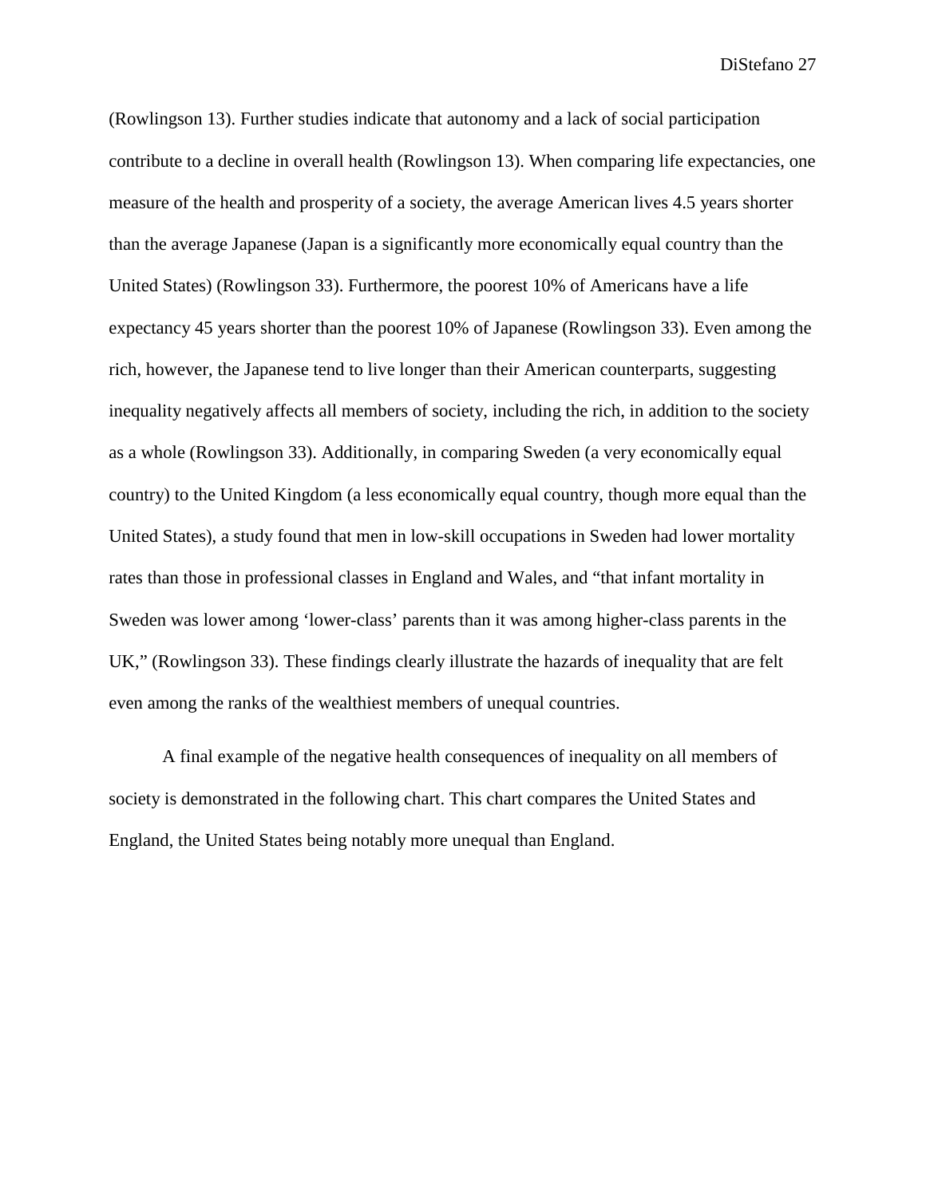(Rowlingson 13). Further studies indicate that autonomy and a lack of social participation contribute to a decline in overall health (Rowlingson 13). When comparing life expectancies, one measure of the health and prosperity of a society, the average American lives 4.5 years shorter than the average Japanese (Japan is a significantly more economically equal country than the United States) (Rowlingson 33). Furthermore, the poorest 10% of Americans have a life expectancy 45 years shorter than the poorest 10% of Japanese (Rowlingson 33). Even among the rich, however, the Japanese tend to live longer than their American counterparts, suggesting inequality negatively affects all members of society, including the rich, in addition to the society as a whole (Rowlingson 33). Additionally, in comparing Sweden (a very economically equal country) to the United Kingdom (a less economically equal country, though more equal than the United States), a study found that men in low-skill occupations in Sweden had lower mortality rates than those in professional classes in England and Wales, and "that infant mortality in Sweden was lower among 'lower-class' parents than it was among higher-class parents in the UK," (Rowlingson 33). These findings clearly illustrate the hazards of inequality that are felt even among the ranks of the wealthiest members of unequal countries.

A final example of the negative health consequences of inequality on all members of society is demonstrated in the following chart. This chart compares the United States and England, the United States being notably more unequal than England.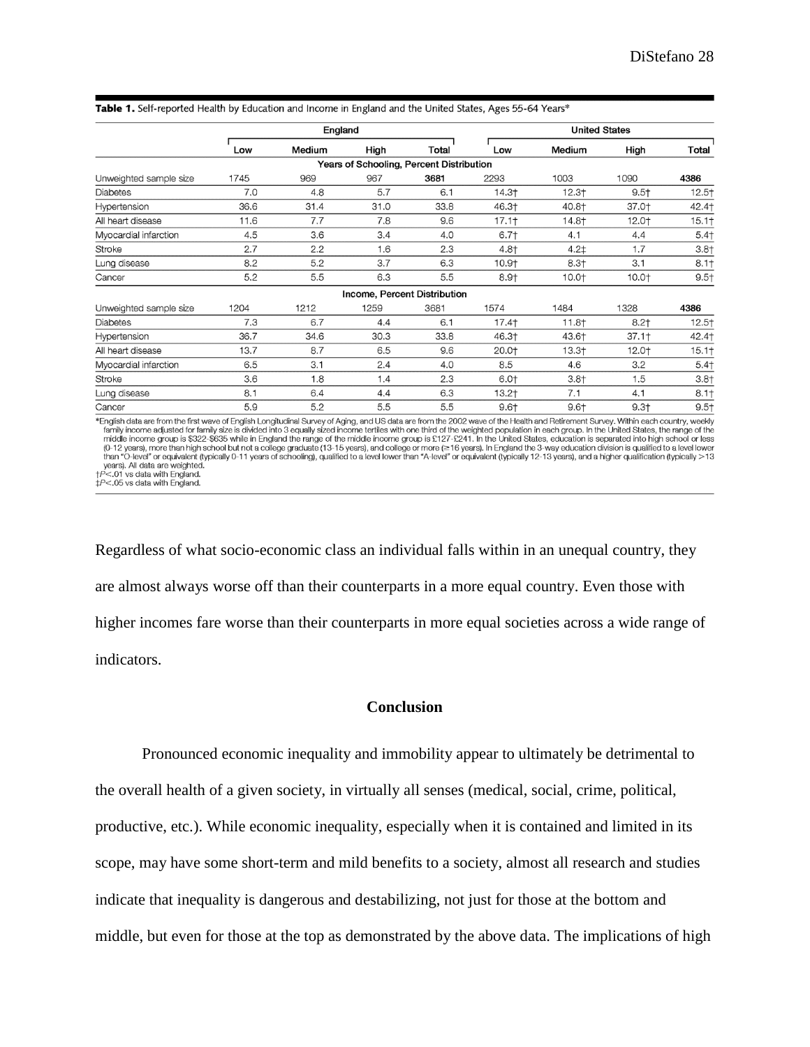**Table 1.** Self-reported Health by Education and Income in England and the United States, Ages 55-64 Years*

| | England | | | | United States | | | |
|---|---|---|---|---|---|---|---|---|
| | Low | Medium | High | Total | Low | Medium | High | Total |
| **Years of Schooling, Percent Distribution** | | | | | | | | |
| Unweighted sample size | 1745 | 969 | 967 | **3681** | 2293 | 1003 | 1090 | **4386** |
| Diabetes | 7.0 | 4.8 | 5.7 | 6.1 | 14.3† | 12.3† | 9.5† | 12.5† |
| Hypertension | 36.6 | 31.4 | 31.0 | 33.8 | 46.3† | 40.8† | 37.0† | 42.4† |
| All heart disease | 11.6 | 7.7 | 7.8 | 9.6 | 17.1† | 14.8† | 12.0† | 15.1† |
| Myocardial infarction | 4.5 | 3.6 | 3.4 | 4.0 | 6.7† | 4.1 | 4.4 | 5.4† |
| Stroke | 2.7 | 2.2 | 1.6 | 2.3 | 4.8† | 4.2‡ | 1.7 | 3.8† |
| Lung disease | 8.2 | 5.2 | 3.7 | 6.3 | 10.9† | 8.3† | 3.1 | 8.1† |
| Cancer | 5.2 | 5.5 | 6.3 | 5.5 | 8.9† | 10.0† | 10.0† | 9.5† |
| **Income, Percent Distribution** | | | | | | | | |
| Unweighted sample size | 1204 | 1212 | 1259 | 3681 | 1574 | 1484 | 1328 | **4386** |
| Diabetes | 7.3 | 6.7 | 4.4 | 6.1 | 17.4† | 11.8† | 8.2† | 12.5† |
| Hypertension | 36.7 | 34.6 | 30.3 | 33.8 | 46.3† | 43.6† | 37.1† | 42.4† |
| All heart disease | 13.7 | 8.7 | 6.5 | 9.6 | 20.0† | 13.3† | 12.0† | 15.1† |
| Myocardial infarction | 6.5 | 3.1 | 2.4 | 4.0 | 8.5 | 4.6 | 3.2 | 5.4† |
| Stroke | 3.6 | 1.8 | 1.4 | 2.3 | 6.0† | 3.8† | 1.5 | 3.8† |
| Lung disease | 8.1 | 6.4 | 4.4 | 6.3 | 13.2† | 7.1 | 4.1 | 8.1† |
| Cancer | 5.9 | 5.2 | 5.5 | 5.5 | 9.6† | 9.6† | 9.3† | 9.5† |

*English data are from the first wave of English Longitudinal Survey of Aging, and US data are from the 2002 wave of the Health and Retirement Survey. Within each country, weekly family income adjusted for family size is divided into 3 equally sized income tertiles with one third of the weighted population in each group. In the United States, the range of the middle income group is \$322-\$635 while in England the range of the middle income group is £127-£241. In the United States, education is separated into high school or less (0-12 years), more than high school but not a college graduate (13-15 years), and college or more (≥16 years). In England the 3-way education division is qualified to a level lower than "O-level" or equivalent (typically 0-11 years of schooling), qualified to a level lower than "A-level" or equivalent (typically 12-13 years), and a higher qualification (typically >13 years). All data are weighted.
†$P<.01$ vs data with England.
‡$P<.05$ vs data with England.

Regardless of what socio-economic class an individual falls within in an unequal country, they are almost always worse off than their counterparts in a more equal country. Even those with higher incomes fare worse than their counterparts in more equal societies across a wide range of indicators.

## Conclusion

Pronounced economic inequality and immobility appear to ultimately be detrimental to the overall health of a given society, in virtually all senses (medical, social, crime, political, productive, etc.). While economic inequality, especially when it is contained and limited in its scope, may have some short-term and mild benefits to a society, almost all research and studies indicate that inequality is dangerous and destabilizing, not just for those at the bottom and middle, but even for those at the top as demonstrated by the above data. The implications of high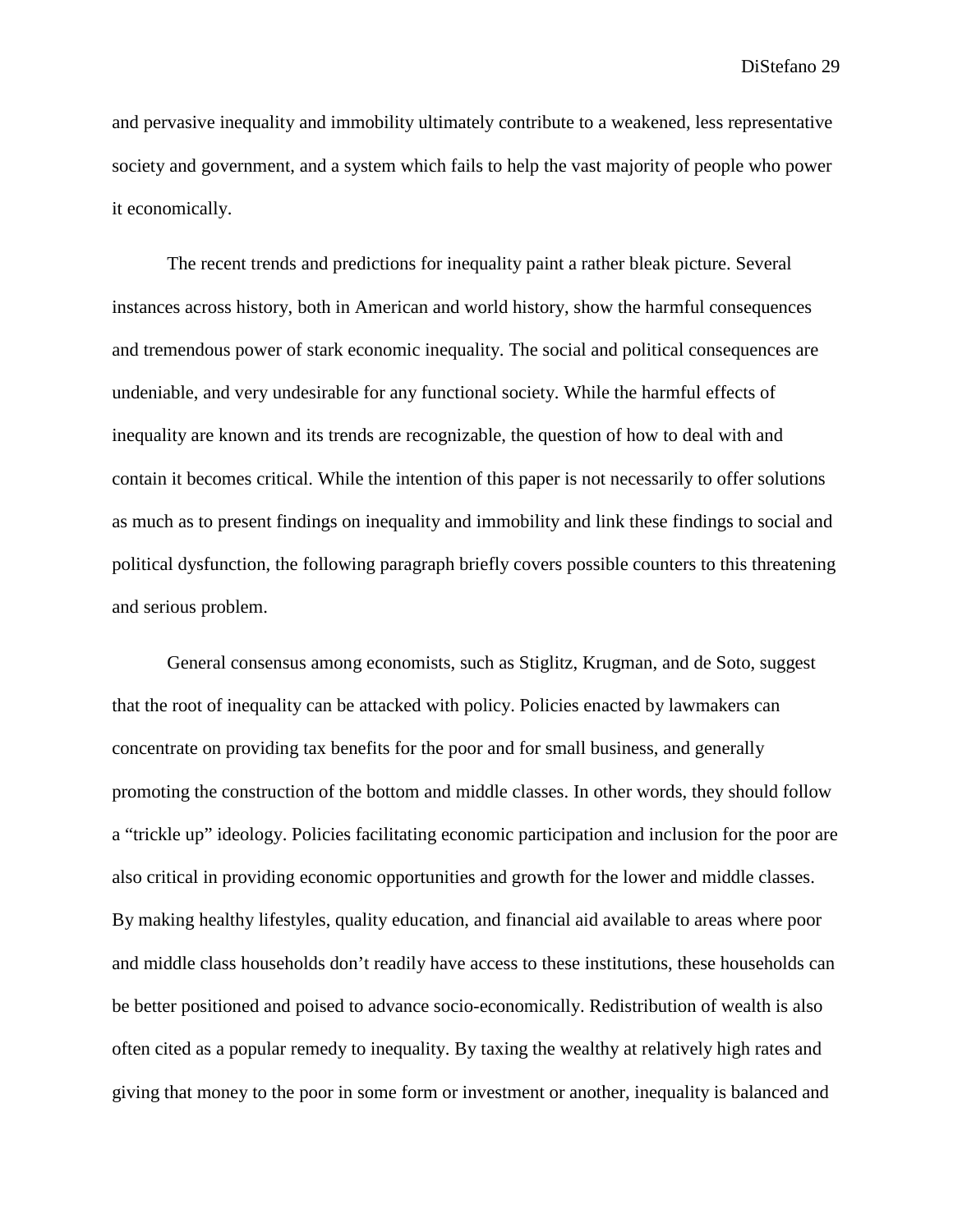and pervasive inequality and immobility ultimately contribute to a weakened, less representative society and government, and a system which fails to help the vast majority of people who power it economically.

The recent trends and predictions for inequality paint a rather bleak picture. Several instances across history, both in American and world history, show the harmful consequences and tremendous power of stark economic inequality. The social and political consequences are undeniable, and very undesirable for any functional society. While the harmful effects of inequality are known and its trends are recognizable, the question of how to deal with and contain it becomes critical. While the intention of this paper is not necessarily to offer solutions as much as to present findings on inequality and immobility and link these findings to social and political dysfunction, the following paragraph briefly covers possible counters to this threatening and serious problem.

General consensus among economists, such as Stiglitz, Krugman, and de Soto, suggest that the root of inequality can be attacked with policy. Policies enacted by lawmakers can concentrate on providing tax benefits for the poor and for small business, and generally promoting the construction of the bottom and middle classes. In other words, they should follow a "trickle up" ideology. Policies facilitating economic participation and inclusion for the poor are also critical in providing economic opportunities and growth for the lower and middle classes. By making healthy lifestyles, quality education, and financial aid available to areas where poor and middle class households don't readily have access to these institutions, these households can be better positioned and poised to advance socio-economically. Redistribution of wealth is also often cited as a popular remedy to inequality. By taxing the wealthy at relatively high rates and giving that money to the poor in some form or investment or another, inequality is balanced and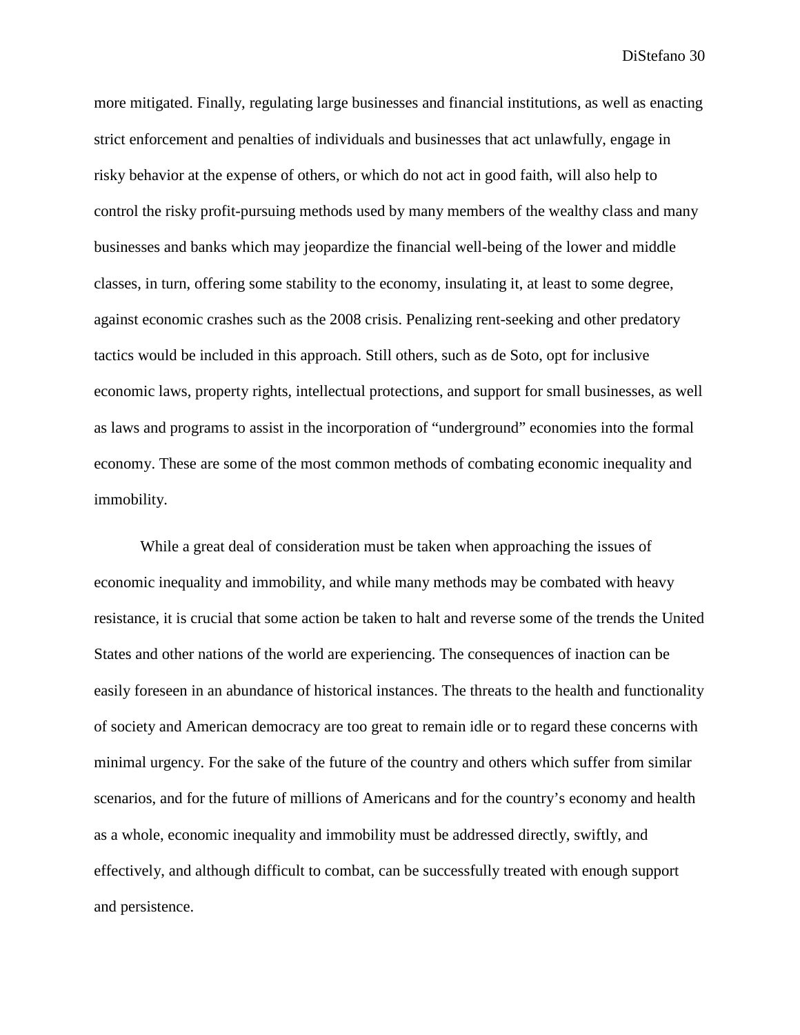more mitigated. Finally, regulating large businesses and financial institutions, as well as enacting strict enforcement and penalties of individuals and businesses that act unlawfully, engage in risky behavior at the expense of others, or which do not act in good faith, will also help to control the risky profit-pursuing methods used by many members of the wealthy class and many businesses and banks which may jeopardize the financial well-being of the lower and middle classes, in turn, offering some stability to the economy, insulating it, at least to some degree, against economic crashes such as the 2008 crisis. Penalizing rent-seeking and other predatory tactics would be included in this approach. Still others, such as de Soto, opt for inclusive economic laws, property rights, intellectual protections, and support for small businesses, as well as laws and programs to assist in the incorporation of "underground" economies into the formal economy. These are some of the most common methods of combating economic inequality and immobility.

While a great deal of consideration must be taken when approaching the issues of economic inequality and immobility, and while many methods may be combated with heavy resistance, it is crucial that some action be taken to halt and reverse some of the trends the United States and other nations of the world are experiencing. The consequences of inaction can be easily foreseen in an abundance of historical instances. The threats to the health and functionality of society and American democracy are too great to remain idle or to regard these concerns with minimal urgency. For the sake of the future of the country and others which suffer from similar scenarios, and for the future of millions of Americans and for the country's economy and health as a whole, economic inequality and immobility must be addressed directly, swiftly, and effectively, and although difficult to combat, can be successfully treated with enough support and persistence.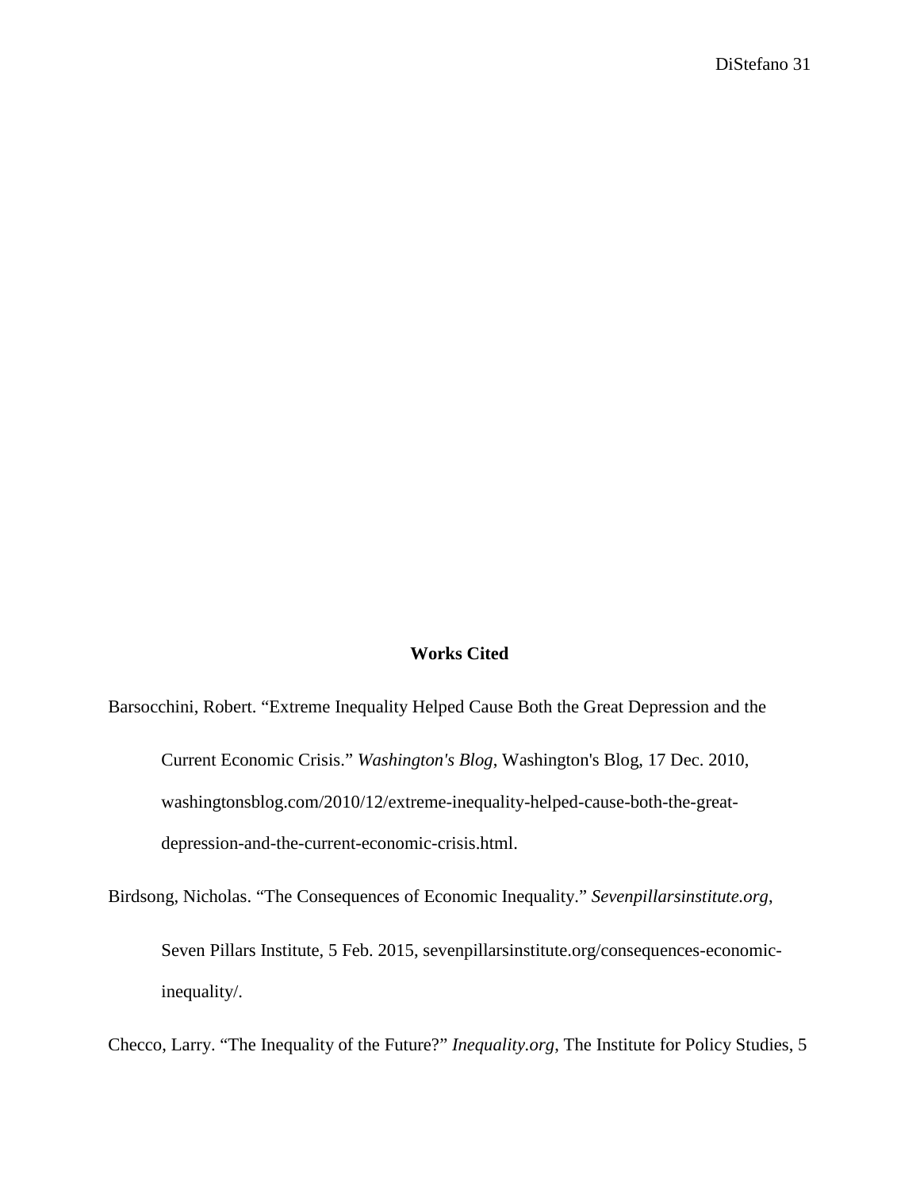## Works Cited

Barsocchini, Robert. "Extreme Inequality Helped Cause Both the Great Depression and the Current Economic Crisis." *Washington's Blog*, Washington's Blog, 17 Dec. 2010, washingtonsblog.com/2010/12/extreme-inequality-helped-cause-both-the-great-depression-and-the-current-economic-crisis.html.

Birdsong, Nicholas. "The Consequences of Economic Inequality." *Sevenpillarsinstitute.org*, Seven Pillars Institute, 5 Feb. 2015, sevenpillarsinstitute.org/consequences-economic-inequality/.

Checco, Larry. "The Inequality of the Future?" *Inequality.org*, The Institute for Policy Studies, 5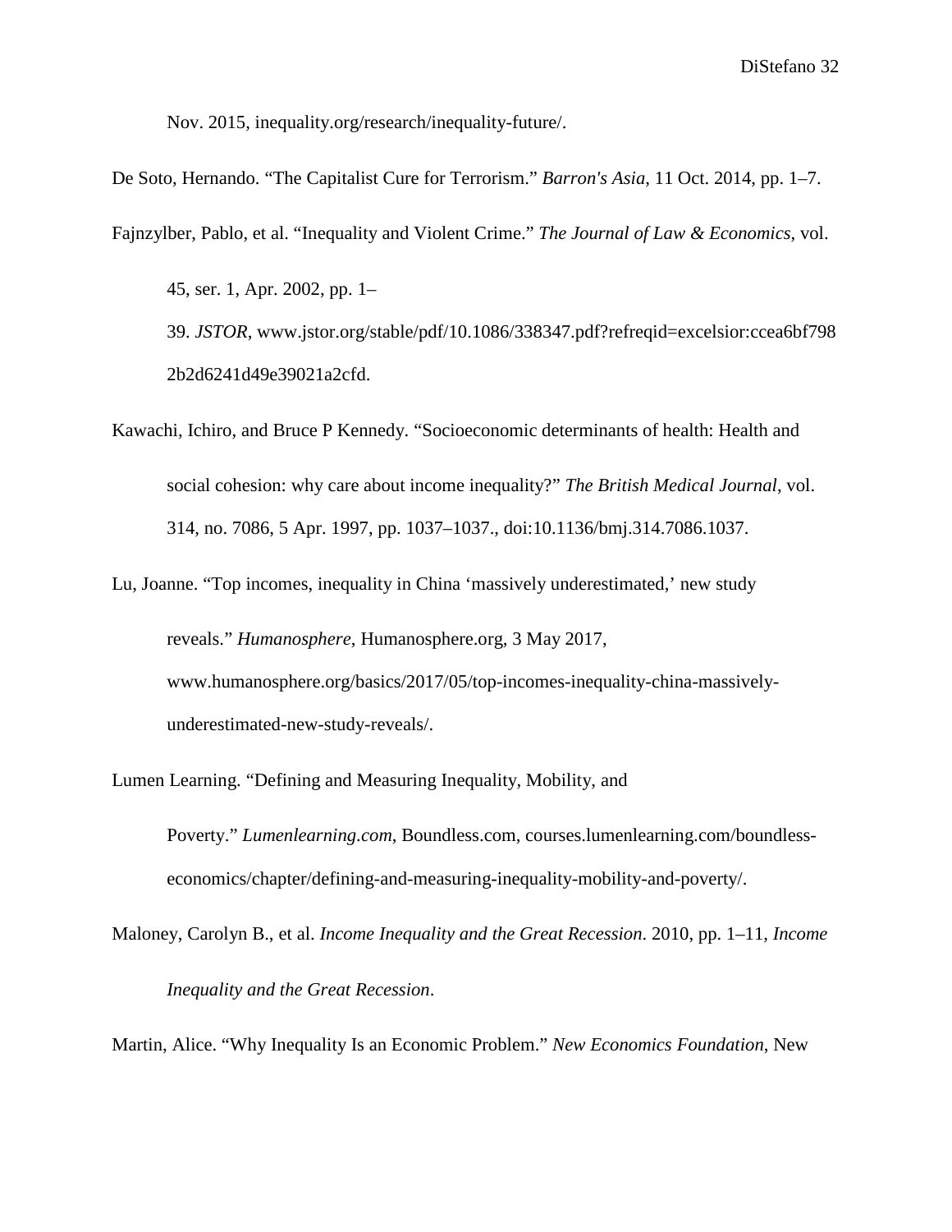Nov. 2015, inequality.org/research/inequality-future/.

De Soto, Hernando. "The Capitalist Cure for Terrorism." *Barron's Asia*, 11 Oct. 2014, pp. 1–7.

Fajnzylber, Pablo, et al. "Inequality and Violent Crime." *The Journal of Law & Economics*, vol. 45, ser. 1, Apr. 2002, pp. 1–39. *JSTOR*, www.jstor.org/stable/pdf/10.1086/338347.pdf?refreqid=excelsior:ccea6bf7982b2d6241d49e39021a2cfd.

Kawachi, Ichiro, and Bruce P Kennedy. "Socioeconomic determinants of health: Health and social cohesion: why care about income inequality?" *The British Medical Journal*, vol. 314, no. 7086, 5 Apr. 1997, pp. 1037–1037., doi:10.1136/bmj.314.7086.1037.

Lu, Joanne. "Top incomes, inequality in China 'massively underestimated,' new study reveals." *Humanosphere*, Humanosphere.org, 3 May 2017, www.humanosphere.org/basics/2017/05/top-incomes-inequality-china-massively-underestimated-new-study-reveals/.

Lumen Learning. "Defining and Measuring Inequality, Mobility, and Poverty." *Lumenlearning.com*, Boundless.com, courses.lumenlearning.com/boundless-economics/chapter/defining-and-measuring-inequality-mobility-and-poverty/.

Maloney, Carolyn B., et al. *Income Inequality and the Great Recession*. 2010, pp. 1–11, *Income Inequality and the Great Recession*.

Martin, Alice. "Why Inequality Is an Economic Problem." *New Economics Foundation*, New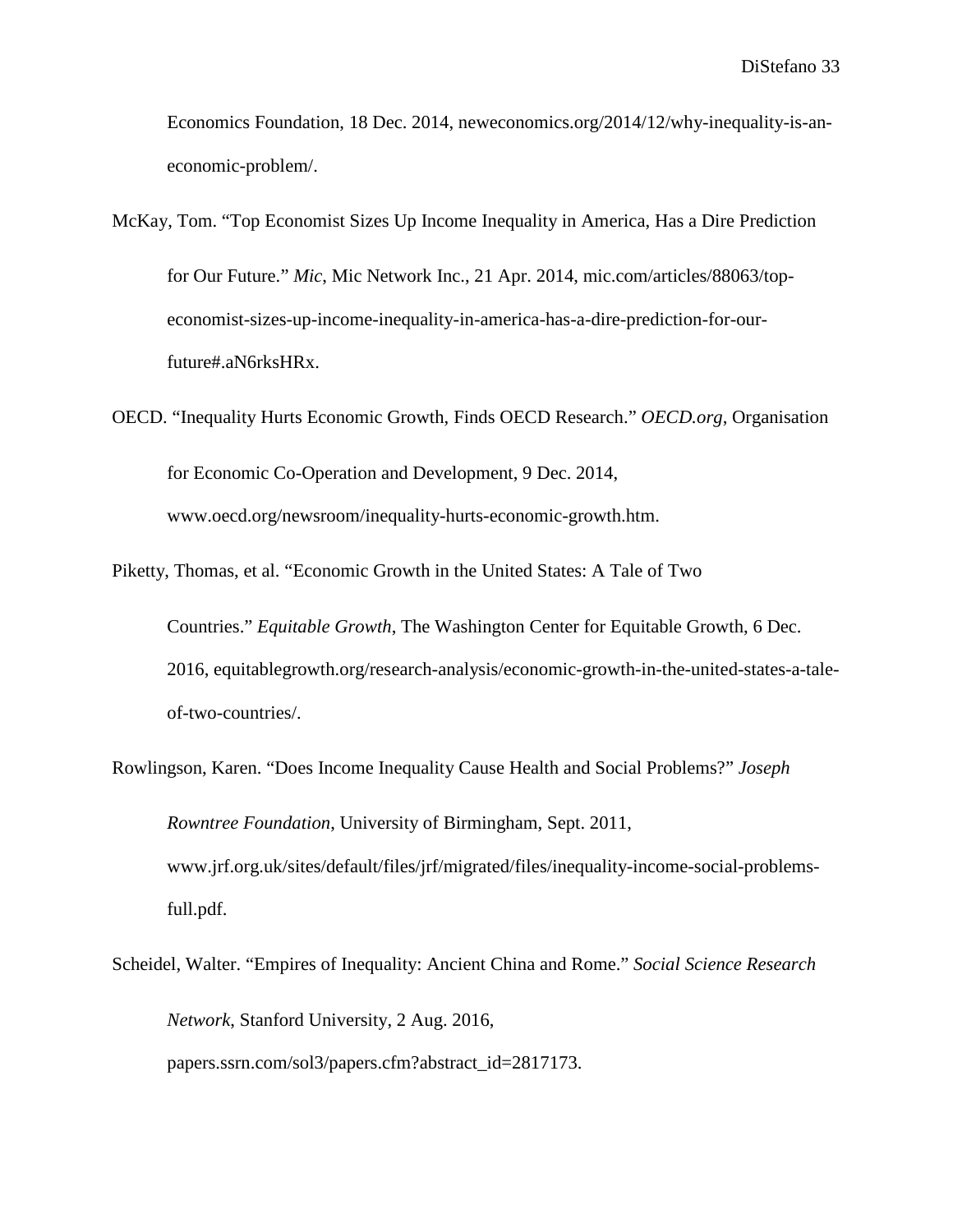Economics Foundation, 18 Dec. 2014, neweconomics.org/2014/12/why-inequality-is-an-economic-problem/.

McKay, Tom. “Top Economist Sizes Up Income Inequality in America, Has a Dire Prediction for Our Future.” *Mic*, Mic Network Inc., 21 Apr. 2014, mic.com/articles/88063/top-economist-sizes-up-income-inequality-in-america-has-a-dire-prediction-for-our-future#.aN6rksHRx.

OECD. “Inequality Hurts Economic Growth, Finds OECD Research.” *OECD.org*, Organisation for Economic Co-Operation and Development, 9 Dec. 2014, www.oecd.org/newsroom/inequality-hurts-economic-growth.htm.

Piketty, Thomas, et al. “Economic Growth in the United States: A Tale of Two Countries.” *Equitable Growth*, The Washington Center for Equitable Growth, 6 Dec. 2016, equitablegrowth.org/research-analysis/economic-growth-in-the-united-states-a-tale-of-two-countries/.

Rowlingson, Karen. “Does Income Inequality Cause Health and Social Problems?” *Joseph Rowntree Foundation*, University of Birmingham, Sept. 2011, www.jrf.org.uk/sites/default/files/jrf/migrated/files/inequality-income-social-problems-full.pdf.

Scheidel, Walter. “Empires of Inequality: Ancient China and Rome.” *Social Science Research Network*, Stanford University, 2 Aug. 2016, papers.ssrn.com/sol3/papers.cfm?abstract_id=2817173.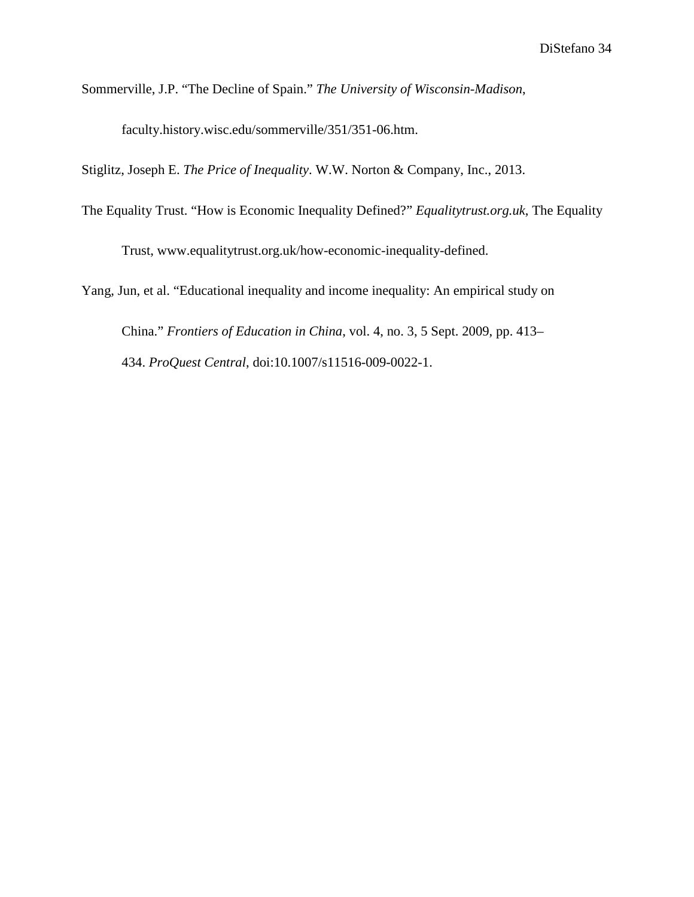Sommerville, J.P. "The Decline of Spain." *The University of Wisconsin-Madison*, faculty.history.wisc.edu/sommerville/351/351-06.htm.

Stiglitz, Joseph E. *The Price of Inequality*. W.W. Norton & Company, Inc., 2013.

The Equality Trust. "How is Economic Inequality Defined?" *Equalitytrust.org.uk*, The Equality Trust, www.equalitytrust.org.uk/how-economic-inequality-defined.

Yang, Jun, et al. "Educational inequality and income inequality: An empirical study on China." *Frontiers of Education in China*, vol. 4, no. 3, 5 Sept. 2009, pp. 413–434. *ProQuest Central*, doi:10.1007/s11516-009-0022-1.